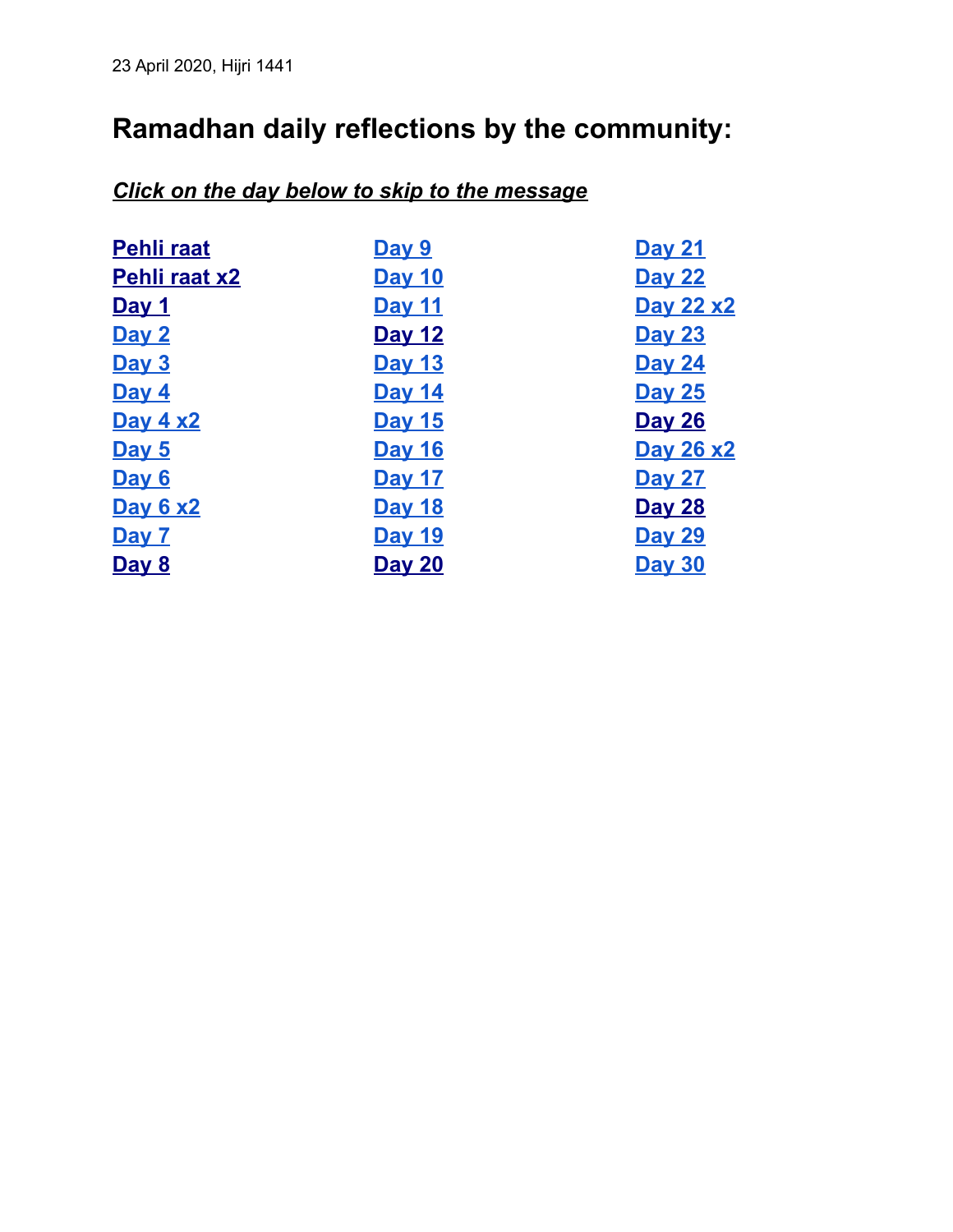23 April 2020, Hijri 1441

## Ramadhan daily reflections by the community:

***Click on the day below to skip to the message***

**Pehli raat**
**Pehli raat x2**
**Day 1**
**Day 2**
**Day 3**
**Day 4**
**Day 4 x2**
**Day 5**
**Day 6**
**Day 6 x2**
**Day 7**
**Day 8**
**Day 9**
**Day 10**
**Day 11**
**Day 12**
**Day 13**
**Day 14**
**Day 15**
**Day 16**
**Day 17**
**Day 18**
**Day 19**
**Day 20**
**Day 21**
**Day 22**
**Day 22 x2**
**Day 23**
**Day 24**
**Day 25**
**Day 26**
**Day 26 x2**
**Day 27**
**Day 28**
**Day 29**
**Day 30**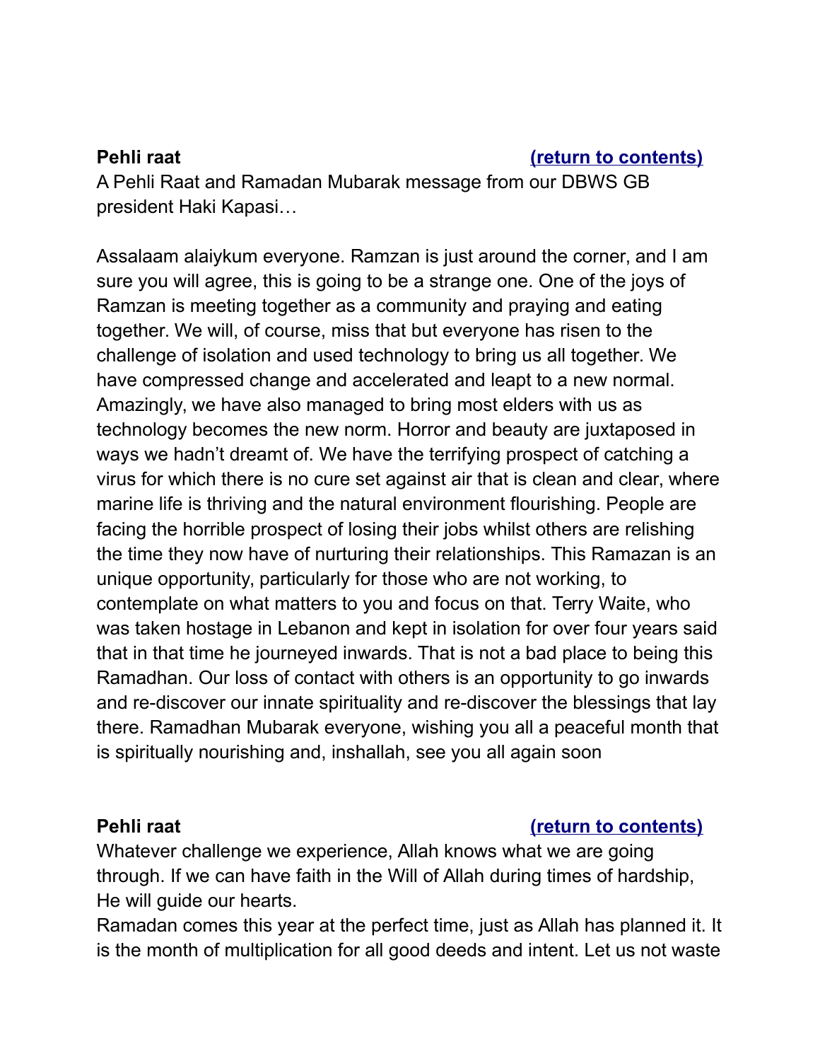**Pehli raat** **(return to contents)**

A Pehli Raat and Ramadan Mubarak message from our DBWS GB president Haki Kapasi…

Assalaam alaiykum everyone. Ramzan is just around the corner, and I am sure you will agree, this is going to be a strange one. One of the joys of Ramzan is meeting together as a community and praying and eating together. We will, of course, miss that but everyone has risen to the challenge of isolation and used technology to bring us all together. We have compressed change and accelerated and leapt to a new normal. Amazingly, we have also managed to bring most elders with us as technology becomes the new norm. Horror and beauty are juxtaposed in ways we hadn't dreamt of. We have the terrifying prospect of catching a virus for which there is no cure set against air that is clean and clear, where marine life is thriving and the natural environment flourishing. People are facing the horrible prospect of losing their jobs whilst others are relishing the time they now have of nurturing their relationships. This Ramazan is an unique opportunity, particularly for those who are not working, to contemplate on what matters to you and focus on that. Terry Waite, who was taken hostage in Lebanon and kept in isolation for over four years said that in that time he journeyed inwards. That is not a bad place to being this Ramadhan. Our loss of contact with others is an opportunity to go inwards and re-discover our innate spirituality and re-discover the blessings that lay there. Ramadhan Mubarak everyone, wishing you all a peaceful month that is spiritually nourishing and, inshallah, see you all again soon

**Pehli raat** **(return to contents)**

Whatever challenge we experience, Allah knows what we are going through. If we can have faith in the Will of Allah during times of hardship, He will guide our hearts.

Ramadan comes this year at the perfect time, just as Allah has planned it. It is the month of multiplication for all good deeds and intent. Let us not waste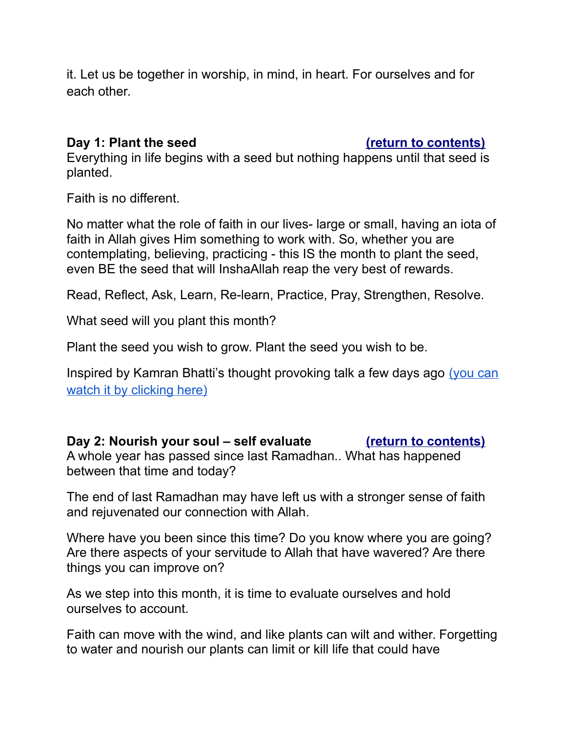it. Let us be together in worship, in mind, in heart. For ourselves and for each other.

**Day 1: Plant the seed** **(return to contents)**

Everything in life begins with a seed but nothing happens until that seed is planted.

Faith is no different.

No matter what the role of faith in our lives- large or small, having an iota of faith in Allah gives Him something to work with. So, whether you are contemplating, believing, practicing - this IS the month to plant the seed, even BE the seed that will InshaAllah reap the very best of rewards.

Read, Reflect, Ask, Learn, Re-learn, Practice, Pray, Strengthen, Resolve.

What seed will you plant this month?

Plant the seed you wish to grow. Plant the seed you wish to be.

Inspired by Kamran Bhatti's thought provoking talk a few days ago (you can watch it by clicking here)

**Day 2: Nourish your soul – self evaluate** **(return to contents)**

A whole year has passed since last Ramadhan.. What has happened between that time and today?

The end of last Ramadhan may have left us with a stronger sense of faith and rejuvenated our connection with Allah.

Where have you been since this time? Do you know where you are going? Are there aspects of your servitude to Allah that have wavered? Are there things you can improve on?

As we step into this month, it is time to evaluate ourselves and hold ourselves to account.

Faith can move with the wind, and like plants can wilt and wither. Forgetting to water and nourish our plants can limit or kill life that could have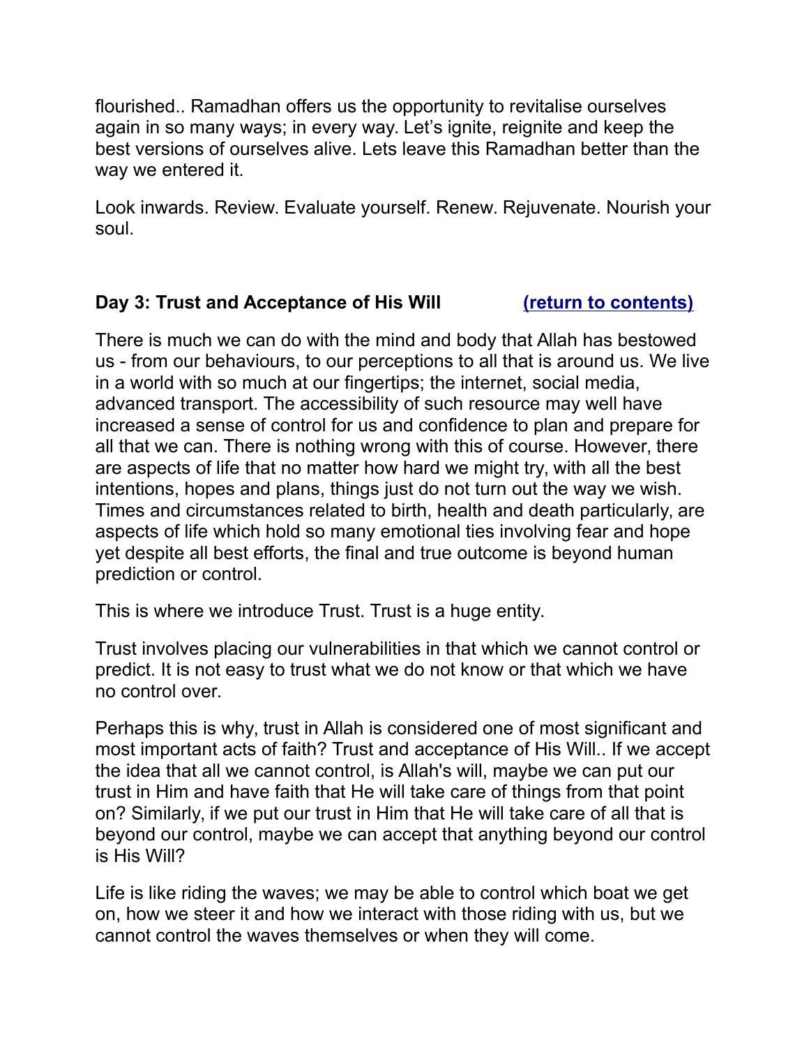flourished.. Ramadhan offers us the opportunity to revitalise ourselves again in so many ways; in every way. Let's ignite, reignite and keep the best versions of ourselves alive. Lets leave this Ramadhan better than the way we entered it.

Look inwards. Review. Evaluate yourself. Renew. Rejuvenate. Nourish your soul.

## Day 3: Trust and Acceptance of His Will [(return to contents)]

There is much we can do with the mind and body that Allah has bestowed us - from our behaviours, to our perceptions to all that is around us. We live in a world with so much at our fingertips; the internet, social media, advanced transport. The accessibility of such resource may well have increased a sense of control for us and confidence to plan and prepare for all that we can. There is nothing wrong with this of course. However, there are aspects of life that no matter how hard we might try, with all the best intentions, hopes and plans, things just do not turn out the way we wish. Times and circumstances related to birth, health and death particularly, are aspects of life which hold so many emotional ties involving fear and hope yet despite all best efforts, the final and true outcome is beyond human prediction or control.

This is where we introduce Trust. Trust is a huge entity.

Trust involves placing our vulnerabilities in that which we cannot control or predict. It is not easy to trust what we do not know or that which we have no control over.

Perhaps this is why, trust in Allah is considered one of most significant and most important acts of faith? Trust and acceptance of His Will.. If we accept the idea that all we cannot control, is Allah's will, maybe we can put our trust in Him and have faith that He will take care of things from that point on? Similarly, if we put our trust in Him that He will take care of all that is beyond our control, maybe we can accept that anything beyond our control is His Will?

Life is like riding the waves; we may be able to control which boat we get on, how we steer it and how we interact with those riding with us, but we cannot control the waves themselves or when they will come.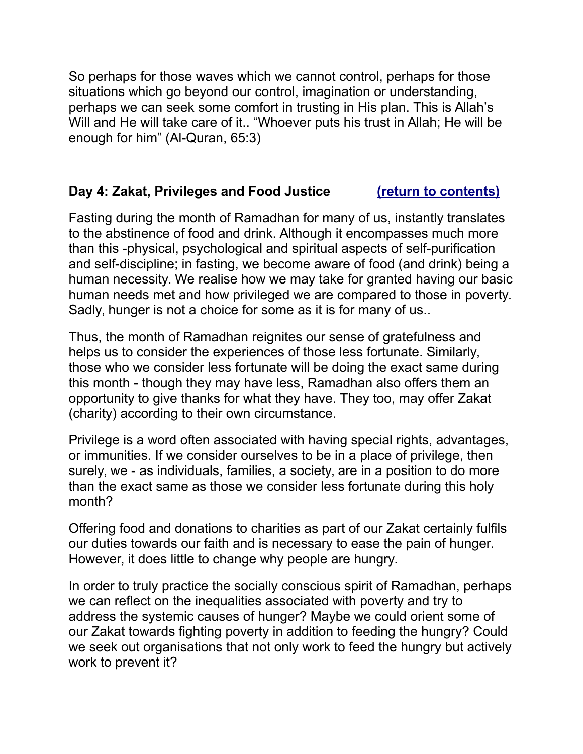So perhaps for those waves which we cannot control, perhaps for those situations which go beyond our control, imagination or understanding, perhaps we can seek some comfort in trusting in His plan. This is Allah's Will and He will take care of it.. "Whoever puts his trust in Allah; He will be enough for him" (Al-Quran, 65:3)

## Day 4: Zakat, Privileges and Food Justice [(return to contents)]

Fasting during the month of Ramadhan for many of us, instantly translates to the abstinence of food and drink. Although it encompasses much more than this -physical, psychological and spiritual aspects of self-purification and self-discipline; in fasting, we become aware of food (and drink) being a human necessity. We realise how we may take for granted having our basic human needs met and how privileged we are compared to those in poverty. Sadly, hunger is not a choice for some as it is for many of us..

Thus, the month of Ramadhan reignites our sense of gratefulness and helps us to consider the experiences of those less fortunate. Similarly, those who we consider less fortunate will be doing the exact same during this month - though they may have less, Ramadhan also offers them an opportunity to give thanks for what they have. They too, may offer Zakat (charity) according to their own circumstance.

Privilege is a word often associated with having special rights, advantages, or immunities. If we consider ourselves to be in a place of privilege, then surely, we - as individuals, families, a society, are in a position to do more than the exact same as those we consider less fortunate during this holy month?

Offering food and donations to charities as part of our Zakat certainly fulfils our duties towards our faith and is necessary to ease the pain of hunger. However, it does little to change why people are hungry.

In order to truly practice the socially conscious spirit of Ramadhan, perhaps we can reflect on the inequalities associated with poverty and try to address the systemic causes of hunger? Maybe we could orient some of our Zakat towards fighting poverty in addition to feeding the hungry? Could we seek out organisations that not only work to feed the hungry but actively work to prevent it?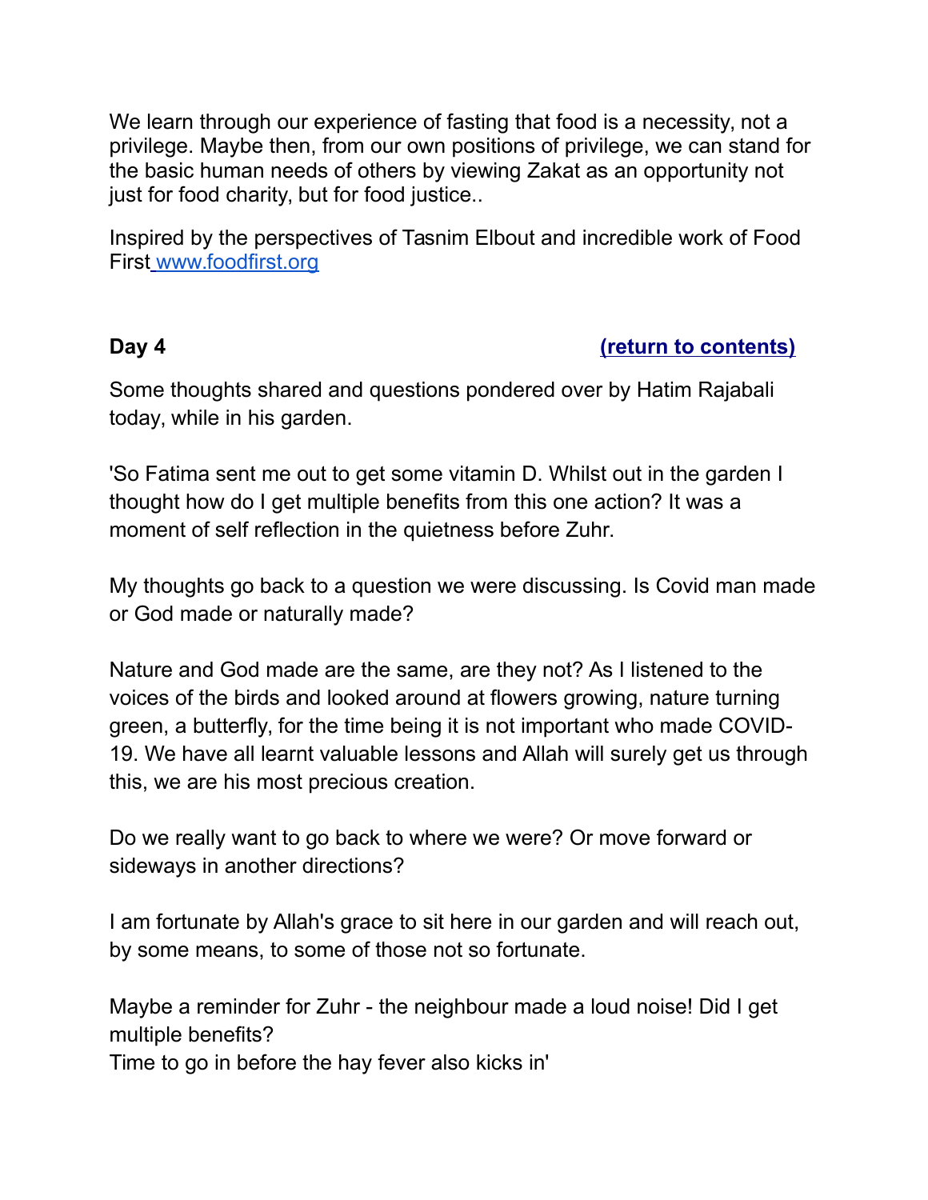We learn through our experience of fasting that food is a necessity, not a privilege. Maybe then, from our own positions of privilege, we can stand for the basic human needs of others by viewing Zakat as an opportunity not just for food charity, but for food justice..

Inspired by the perspectives of Tasnim Elbout and incredible work of Food First [www.foodfirst.org](http://www.foodfirst.org)

**Day 4** **(return to contents)**

Some thoughts shared and questions pondered over by Hatim Rajabali today, while in his garden.

'So Fatima sent me out to get some vitamin D. Whilst out in the garden I thought how do I get multiple benefits from this one action? It was a moment of self reflection in the quietness before Zuhr.

My thoughts go back to a question we were discussing. Is Covid man made or God made or naturally made?

Nature and God made are the same, are they not? As I listened to the voices of the birds and looked around at flowers growing, nature turning green, a butterfly, for the time being it is not important who made COVID-19. We have all learnt valuable lessons and Allah will surely get us through this, we are his most precious creation.

Do we really want to go back to where we were? Or move forward or sideways in another directions?

I am fortunate by Allah's grace to sit here in our garden and will reach out, by some means, to some of those not so fortunate.

Maybe a reminder for Zuhr - the neighbour made a loud noise! Did I get multiple benefits?
Time to go in before the hay fever also kicks in'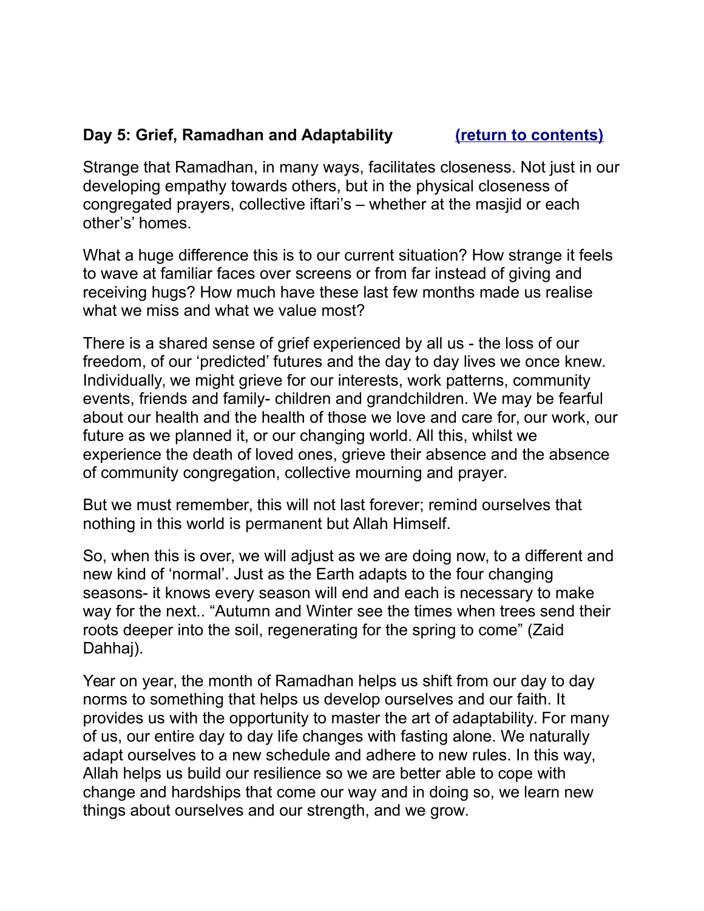## Day 5: Grief, Ramadhan and Adaptability (return to contents)

Strange that Ramadhan, in many ways, facilitates closeness. Not just in our developing empathy towards others, but in the physical closeness of congregated prayers, collective iftari's – whether at the masjid or each other's' homes.

What a huge difference this is to our current situation? How strange it feels to wave at familiar faces over screens or from far instead of giving and receiving hugs? How much have these last few months made us realise what we miss and what we value most?

There is a shared sense of grief experienced by all us - the loss of our freedom, of our 'predicted' futures and the day to day lives we once knew. Individually, we might grieve for our interests, work patterns, community events, friends and family- children and grandchildren. We may be fearful about our health and the health of those we love and care for, our work, our future as we planned it, or our changing world. All this, whilst we experience the death of loved ones, grieve their absence and the absence of community congregation, collective mourning and prayer.

But we must remember, this will not last forever; remind ourselves that nothing in this world is permanent but Allah Himself.

So, when this is over, we will adjust as we are doing now, to a different and new kind of 'normal'. Just as the Earth adapts to the four changing seasons- it knows every season will end and each is necessary to make way for the next.. "Autumn and Winter see the times when trees send their roots deeper into the soil, regenerating for the spring to come" (Zaid Dahhaj).

Year on year, the month of Ramadhan helps us shift from our day to day norms to something that helps us develop ourselves and our faith. It provides us with the opportunity to master the art of adaptability. For many of us, our entire day to day life changes with fasting alone. We naturally adapt ourselves to a new schedule and adhere to new rules. In this way, Allah helps us build our resilience so we are better able to cope with change and hardships that come our way and in doing so, we learn new things about ourselves and our strength, and we grow.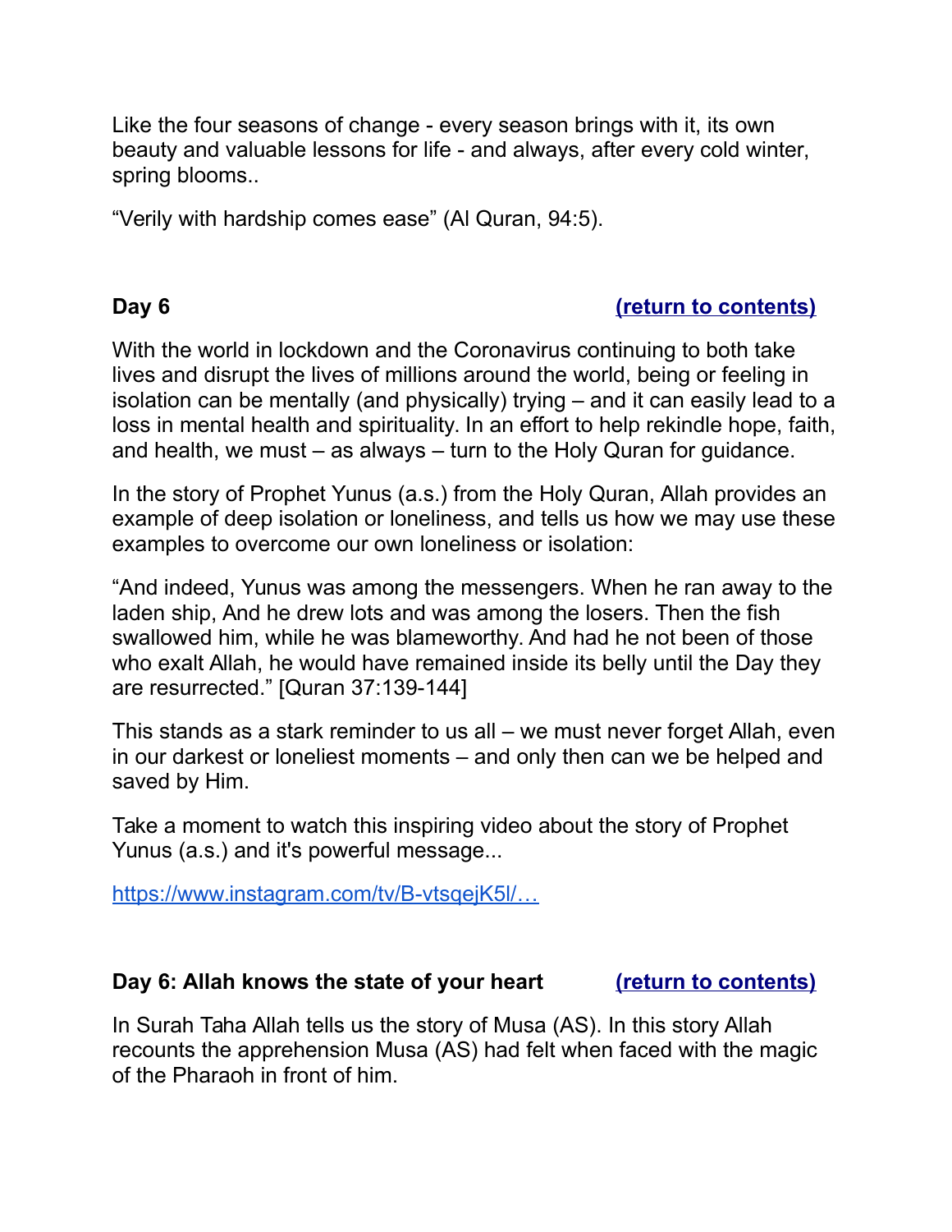Like the four seasons of change - every season brings with it, its own beauty and valuable lessons for life - and always, after every cold winter, spring blooms..

“Verily with hardship comes ease” (Al Quran, 94:5).

**Day 6** **[(return to contents)]()**

With the world in lockdown and the Coronavirus continuing to both take lives and disrupt the lives of millions around the world, being or feeling in isolation can be mentally (and physically) trying – and it can easily lead to a loss in mental health and spirituality. In an effort to help rekindle hope, faith, and health, we must – as always – turn to the Holy Quran for guidance.

In the story of Prophet Yunus (a.s.) from the Holy Quran, Allah provides an example of deep isolation or loneliness, and tells us how we may use these examples to overcome our own loneliness or isolation:

“And indeed, Yunus was among the messengers. When he ran away to the laden ship, And he drew lots and was among the losers. Then the fish swallowed him, while he was blameworthy. And had he not been of those who exalt Allah, he would have remained inside its belly until the Day they are resurrected.” [Quran 37:139-144]

This stands as a stark reminder to us all – we must never forget Allah, even in our darkest or loneliest moments – and only then can we be helped and saved by Him.

Take a moment to watch this inspiring video about the story of Prophet Yunus (a.s.) and it's powerful message...

https://www.instagram.com/tv/B-vtsqejK5l/…

**Day 6: Allah knows the state of your heart** **[(return to contents)]()**

In Surah Taha Allah tells us the story of Musa (AS). In this story Allah recounts the apprehension Musa (AS) had felt when faced with the magic of the Pharaoh in front of him.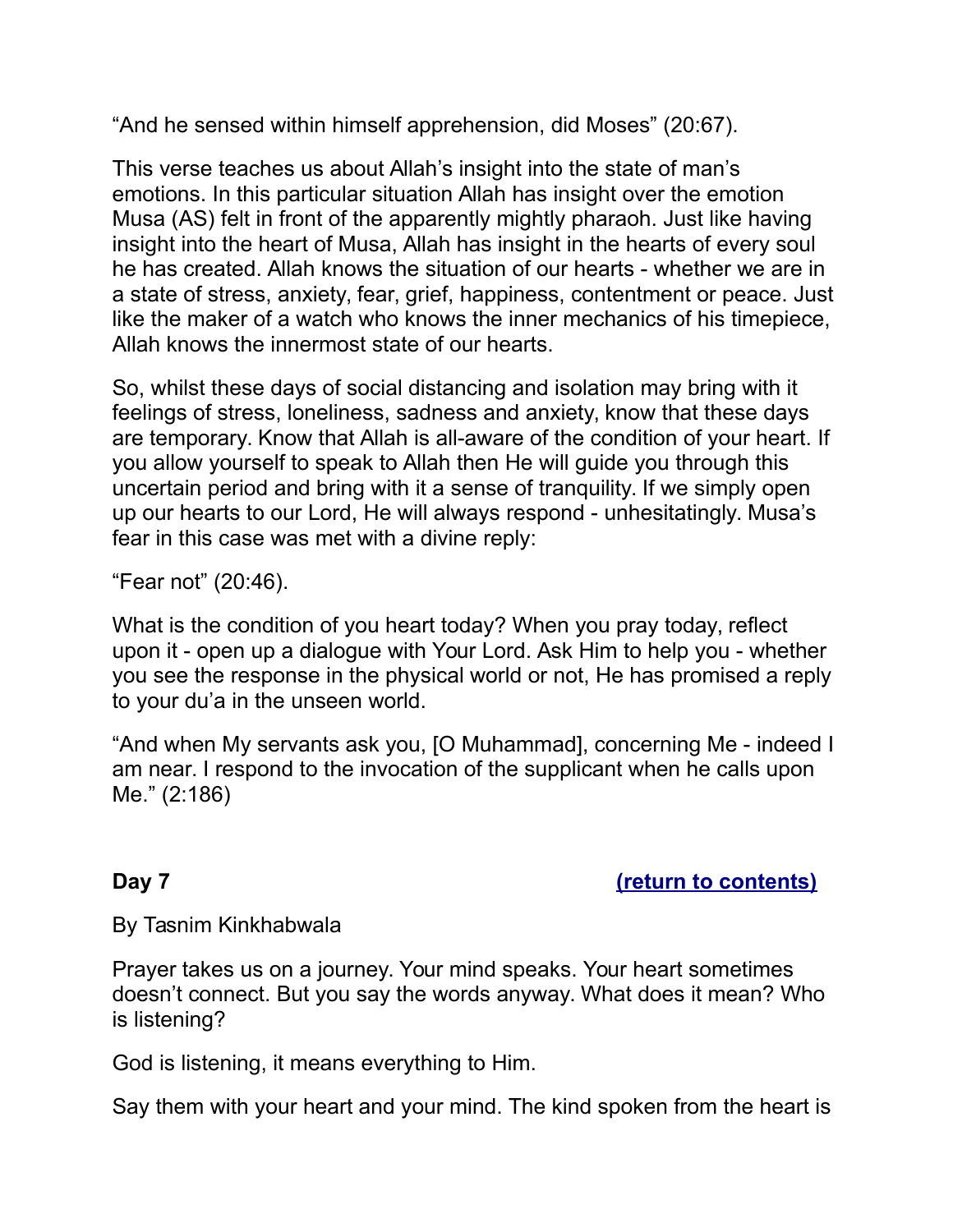“And he sensed within himself apprehension, did Moses” (20:67).

This verse teaches us about Allah’s insight into the state of man’s emotions. In this particular situation Allah has insight over the emotion Musa (AS) felt in front of the apparently mightly pharaoh. Just like having insight into the heart of Musa, Allah has insight in the hearts of every soul he has created. Allah knows the situation of our hearts - whether we are in a state of stress, anxiety, fear, grief, happiness, contentment or peace. Just like the maker of a watch who knows the inner mechanics of his timepiece, Allah knows the innermost state of our hearts.

So, whilst these days of social distancing and isolation may bring with it feelings of stress, loneliness, sadness and anxiety, know that these days are temporary. Know that Allah is all-aware of the condition of your heart. If you allow yourself to speak to Allah then He will guide you through this uncertain period and bring with it a sense of tranquility. If we simply open up our hearts to our Lord, He will always respond - unhesitatingly. Musa’s fear in this case was met with a divine reply:

“Fear not” (20:46).

What is the condition of you heart today? When you pray today, reflect upon it - open up a dialogue with Your Lord. Ask Him to help you - whether you see the response in the physical world or not, He has promised a reply to your du’a in the unseen world.

“And when My servants ask you, [O Muhammad], concerning Me - indeed I am near. I respond to the invocation of the supplicant when he calls upon Me.” (2:186)

## Day 7 [(return to contents)]

By Tasnim Kinkhabwala

Prayer takes us on a journey. Your mind speaks. Your heart sometimes doesn’t connect. But you say the words anyway. What does it mean? Who is listening?

God is listening, it means everything to Him.

Say them with your heart and your mind. The kind spoken from the heart is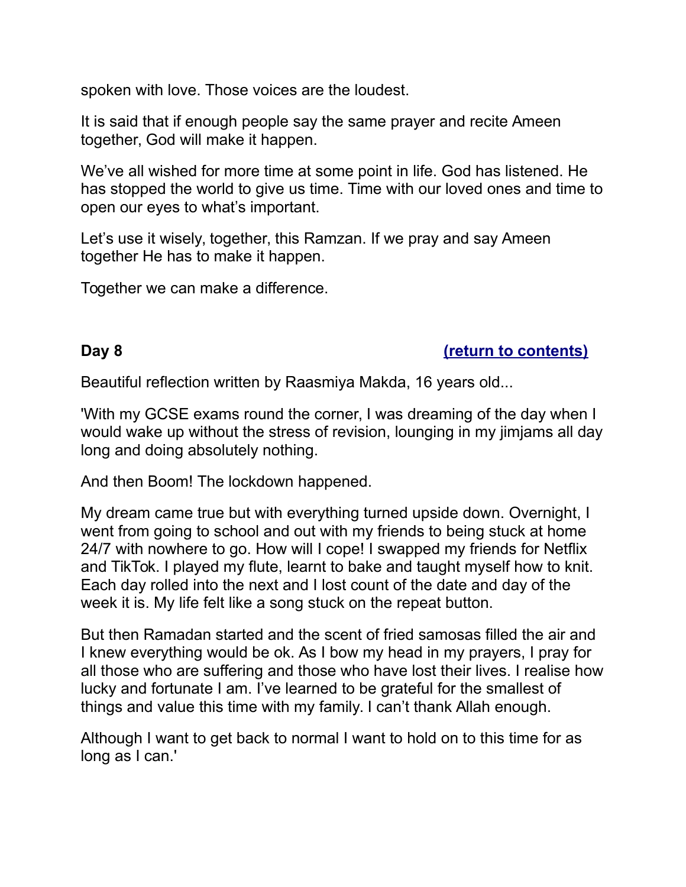spoken with love. Those voices are the loudest.

It is said that if enough people say the same prayer and recite Ameen together, God will make it happen.

We've all wished for more time at some point in life. God has listened. He has stopped the world to give us time. Time with our loved ones and time to open our eyes to what's important.

Let's use it wisely, together, this Ramzan. If we pray and say Ameen together He has to make it happen.

Together we can make a difference.

**Day 8** **(return to contents)**

Beautiful reflection written by Raasmiya Makda, 16 years old...

'With my GCSE exams round the corner, I was dreaming of the day when I would wake up without the stress of revision, lounging in my jimjams all day long and doing absolutely nothing.

And then Boom! The lockdown happened.

My dream came true but with everything turned upside down. Overnight, I went from going to school and out with my friends to being stuck at home 24/7 with nowhere to go. How will I cope! I swapped my friends for Netflix and TikTok. I played my flute, learnt to bake and taught myself how to knit. Each day rolled into the next and I lost count of the date and day of the week it is. My life felt like a song stuck on the repeat button.

But then Ramadan started and the scent of fried samosas filled the air and I knew everything would be ok. As I bow my head in my prayers, I pray for all those who are suffering and those who have lost their lives. I realise how lucky and fortunate I am. I've learned to be grateful for the smallest of things and value this time with my family. I can't thank Allah enough.

Although I want to get back to normal I want to hold on to this time for as long as I can.'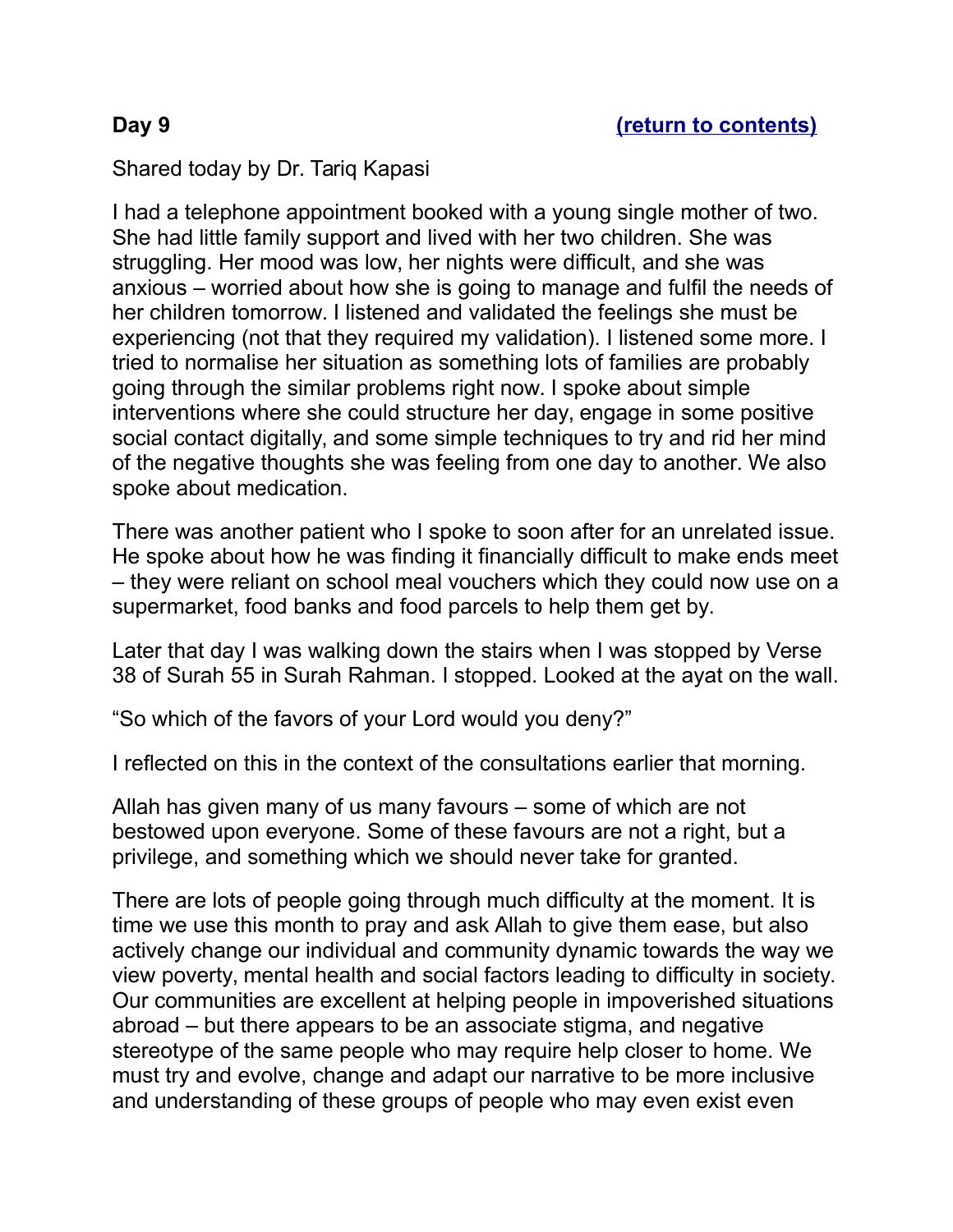**Day 9** **[(return to contents)]**

Shared today by Dr. Tariq Kapasi

I had a telephone appointment booked with a young single mother of two. She had little family support and lived with her two children. She was struggling. Her mood was low, her nights were difficult, and she was anxious – worried about how she is going to manage and fulfil the needs of her children tomorrow. I listened and validated the feelings she must be experiencing (not that they required my validation). I listened some more. I tried to normalise her situation as something lots of families are probably going through the similar problems right now. I spoke about simple interventions where she could structure her day, engage in some positive social contact digitally, and some simple techniques to try and rid her mind of the negative thoughts she was feeling from one day to another. We also spoke about medication.

There was another patient who I spoke to soon after for an unrelated issue. He spoke about how he was finding it financially difficult to make ends meet – they were reliant on school meal vouchers which they could now use on a supermarket, food banks and food parcels to help them get by.

Later that day I was walking down the stairs when I was stopped by Verse 38 of Surah 55 in Surah Rahman. I stopped. Looked at the ayat on the wall.

“So which of the favors of your Lord would you deny?”

I reflected on this in the context of the consultations earlier that morning.

Allah has given many of us many favours – some of which are not bestowed upon everyone. Some of these favours are not a right, but a privilege, and something which we should never take for granted.

There are lots of people going through much difficulty at the moment. It is time we use this month to pray and ask Allah to give them ease, but also actively change our individual and community dynamic towards the way we view poverty, mental health and social factors leading to difficulty in society. Our communities are excellent at helping people in impoverished situations abroad – but there appears to be an associate stigma, and negative stereotype of the same people who may require help closer to home. We must try and evolve, change and adapt our narrative to be more inclusive and understanding of these groups of people who may even exist even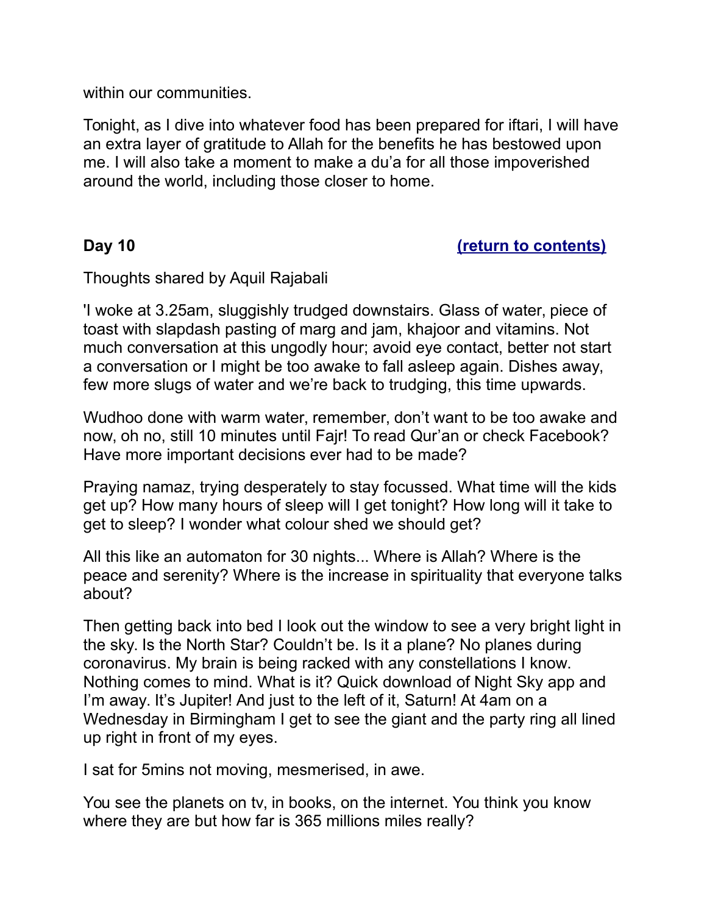within our communities.

Tonight, as I dive into whatever food has been prepared for iftari, I will have an extra layer of gratitude to Allah for the benefits he has bestowed upon me. I will also take a moment to make a du'a for all those impoverished around the world, including those closer to home.

**Day 10** **(return to contents)**

Thoughts shared by Aquil Rajabali

'I woke at 3.25am, sluggishly trudged downstairs. Glass of water, piece of toast with slapdash pasting of marg and jam, khajoor and vitamins. Not much conversation at this ungodly hour; avoid eye contact, better not start a conversation or I might be too awake to fall asleep again. Dishes away, few more slugs of water and we're back to trudging, this time upwards.

Wudhoo done with warm water, remember, don't want to be too awake and now, oh no, still 10 minutes until Fajr! To read Qur'an or check Facebook? Have more important decisions ever had to be made?

Praying namaz, trying desperately to stay focussed. What time will the kids get up? How many hours of sleep will I get tonight? How long will it take to get to sleep? I wonder what colour shed we should get?

All this like an automaton for 30 nights... Where is Allah? Where is the peace and serenity? Where is the increase in spirituality that everyone talks about?

Then getting back into bed I look out the window to see a very bright light in the sky. Is the North Star? Couldn't be. Is it a plane? No planes during coronavirus. My brain is being racked with any constellations I know. Nothing comes to mind. What is it? Quick download of Night Sky app and I'm away. It's Jupiter! And just to the left of it, Saturn! At 4am on a Wednesday in Birmingham I get to see the giant and the party ring all lined up right in front of my eyes.

I sat for 5mins not moving, mesmerised, in awe.

You see the planets on tv, in books, on the internet. You think you know where they are but how far is 365 millions miles really?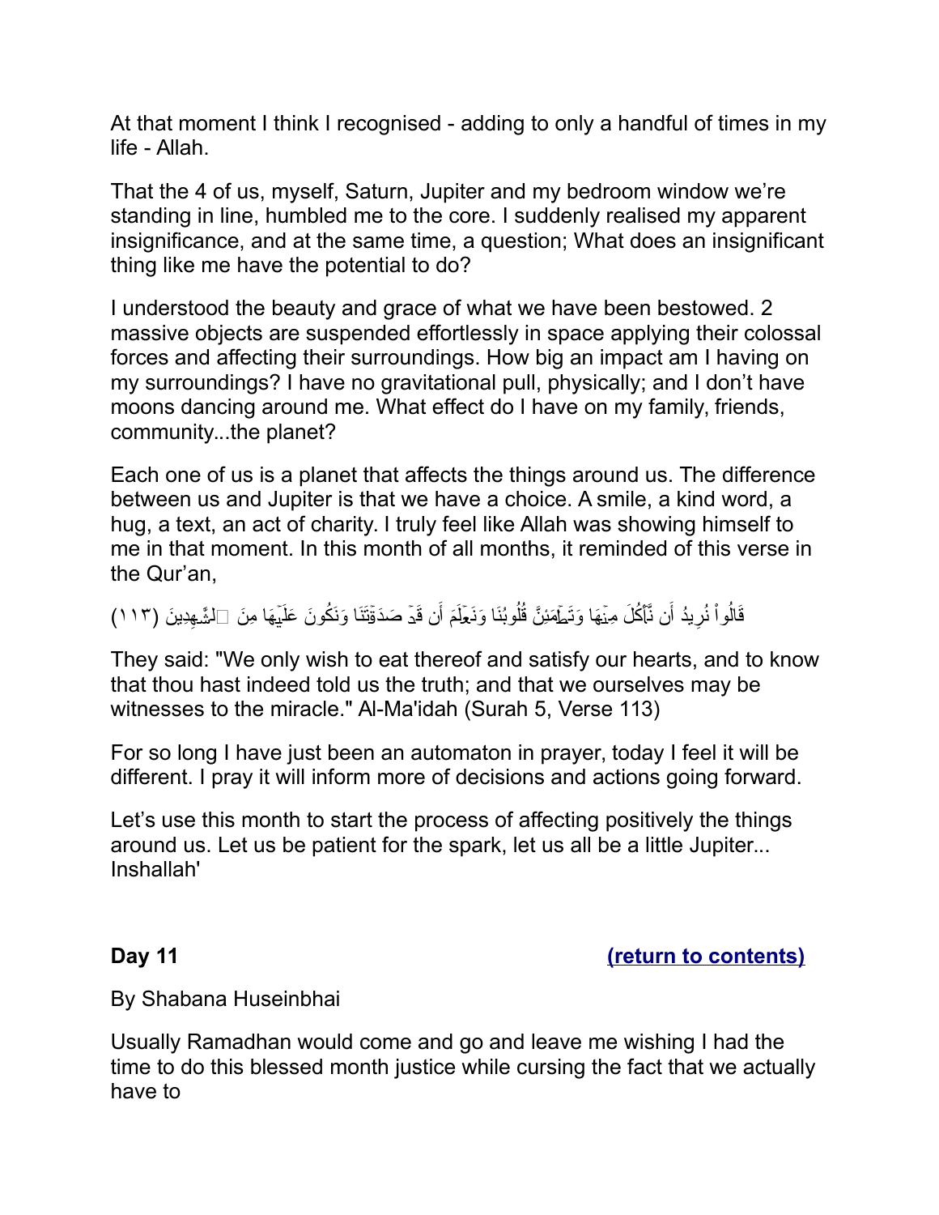At that moment I think I recognised - adding to only a handful of times in my life - Allah.

That the 4 of us, myself, Saturn, Jupiter and my bedroom window we're standing in line, humbled me to the core. I suddenly realised my apparent insignificance, and at the same time, a question; What does an insignificant thing like me have the potential to do?

I understood the beauty and grace of what we have been bestowed. 2 massive objects are suspended effortlessly in space applying their colossal forces and affecting their surroundings. How big an impact am I having on my surroundings? I have no gravitational pull, physically; and I don't have moons dancing around me. What effect do I have on my family, friends, community...the planet?

Each one of us is a planet that affects the things around us. The difference between us and Jupiter is that we have a choice. A smile, a kind word, a hug, a text, an act of charity. I truly feel like Allah was showing himself to me in that moment. In this month of all months, it reminded of this verse in the Qur'an,

قَالُواْ نُرِيدُ أَن نَّأۡكُلَ مِنۡهَا وَتَطۡمَئِنَّ قُلُوبُنَا وَنَعۡلَمَ أَن قَدۡ صَدَقۡتَنَا وَنَكُونَ عَلَيۡهَا مِنَ ٱلشَّـٰهِدِينَ (١١٣)

They said: "We only wish to eat thereof and satisfy our hearts, and to know that thou hast indeed told us the truth; and that we ourselves may be witnesses to the miracle." Al-Ma'idah (Surah 5, Verse 113)

For so long I have just been an automaton in prayer, today I feel it will be different. I pray it will inform more of decisions and actions going forward.

Let's use this month to start the process of affecting positively the things around us. Let us be patient for the spark, let us all be a little Jupiter... Inshallah'

**Day 11** **(return to contents)**

By Shabana Huseinbhai

Usually Ramadhan would come and go and leave me wishing I had the time to do this blessed month justice while cursing the fact that we actually have to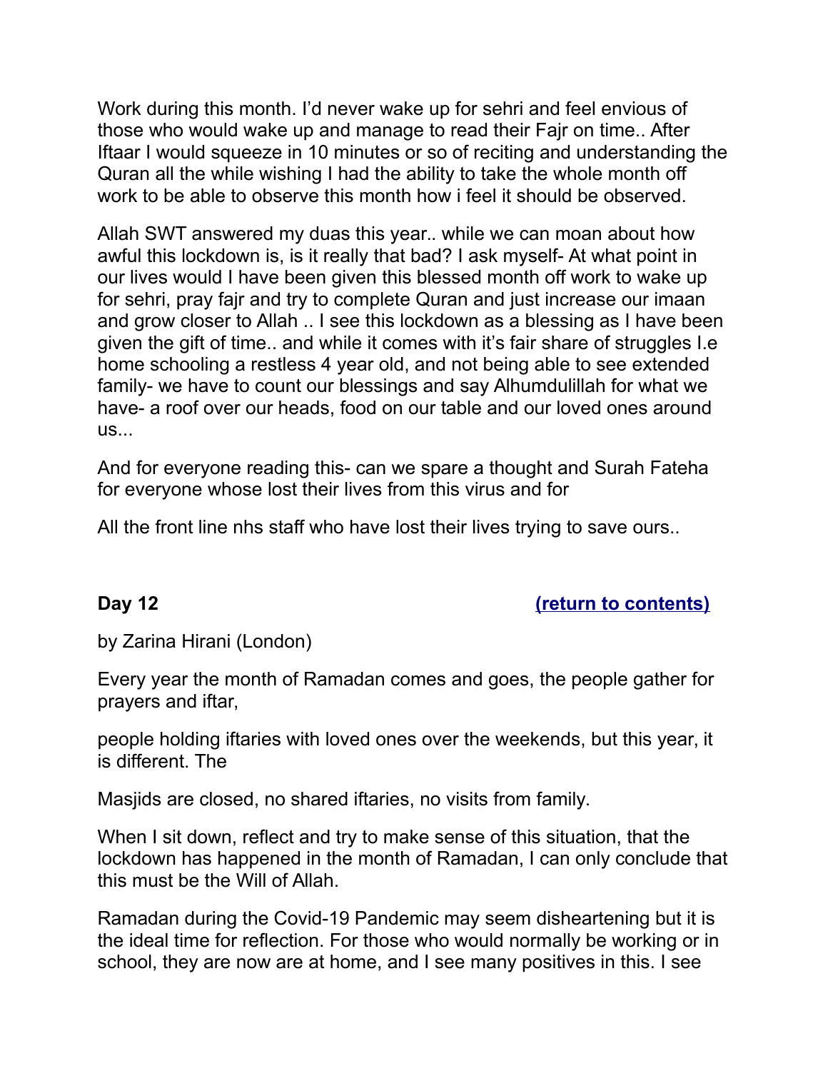Work during this month. I'd never wake up for sehri and feel envious of those who would wake up and manage to read their Fajr on time.. After Iftaar I would squeeze in 10 minutes or so of reciting and understanding the Quran all the while wishing I had the ability to take the whole month off work to be able to observe this month how i feel it should be observed.

Allah SWT answered my duas this year.. while we can moan about how awful this lockdown is, is it really that bad? I ask myself- At what point in our lives would I have been given this blessed month off work to wake up for sehri, pray fajr and try to complete Quran and just increase our imaan and grow closer to Allah .. I see this lockdown as a blessing as I have been given the gift of time.. and while it comes with it's fair share of struggles I.e home schooling a restless 4 year old, and not being able to see extended family- we have to count our blessings and say Alhumdulillah for what we have- a roof over our heads, food on our table and our loved ones around us...

And for everyone reading this- can we spare a thought and Surah Fateha for everyone whose lost their lives from this virus and for

All the front line nhs staff who have lost their lives trying to save ours..

**Day 12** **(return to contents)**

by Zarina Hirani (London)

Every year the month of Ramadan comes and goes, the people gather for prayers and iftar,

people holding iftaries with loved ones over the weekends, but this year, it is different. The

Masjids are closed, no shared iftaries, no visits from family.

When I sit down, reflect and try to make sense of this situation, that the lockdown has happened in the month of Ramadan, I can only conclude that this must be the Will of Allah.

Ramadan during the Covid-19 Pandemic may seem disheartening but it is the ideal time for reflection. For those who would normally be working or in school, they are now are at home, and I see many positives in this. I see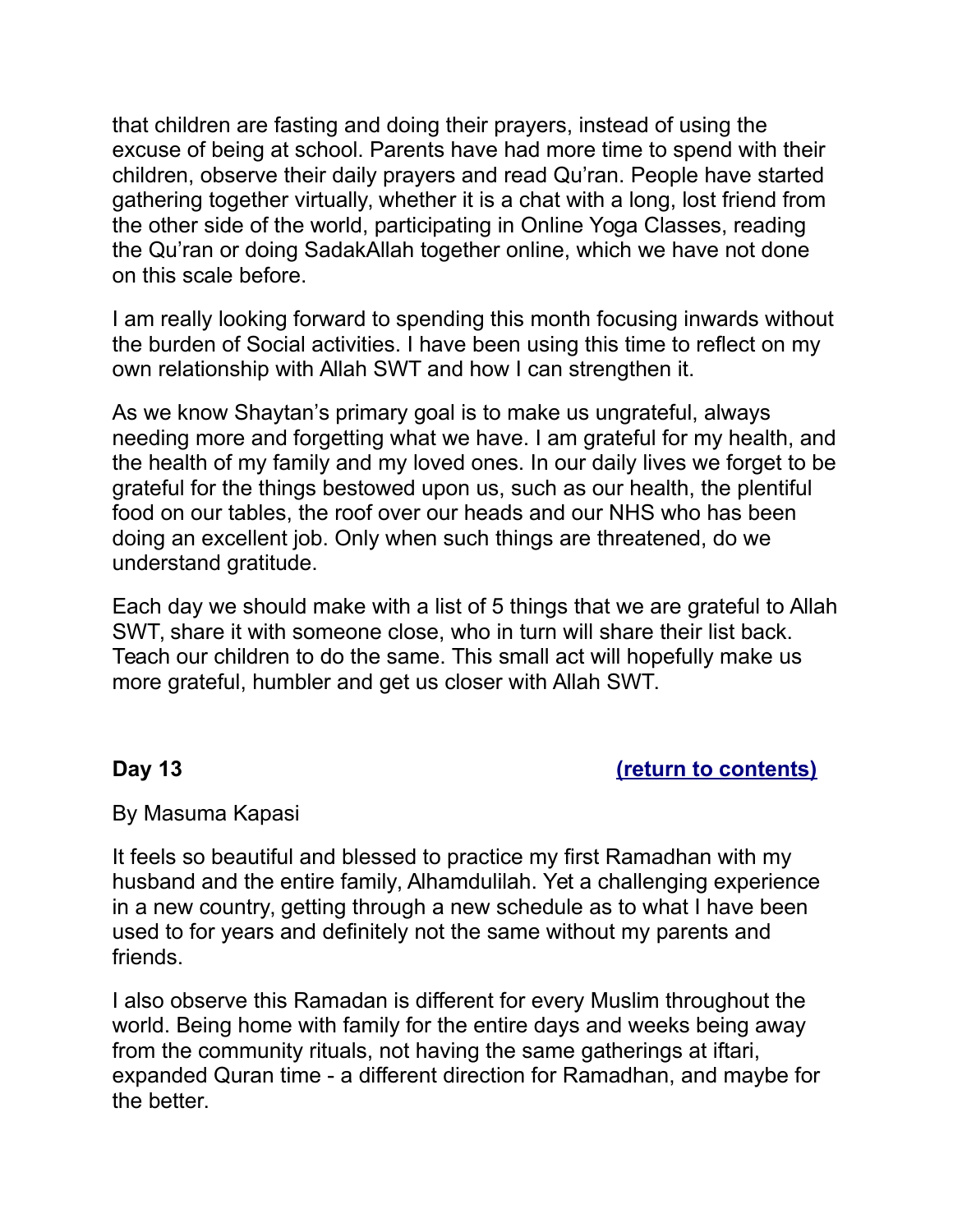that children are fasting and doing their prayers, instead of using the excuse of being at school. Parents have had more time to spend with their children, observe their daily prayers and read Qu'ran. People have started gathering together virtually, whether it is a chat with a long, lost friend from the other side of the world, participating in Online Yoga Classes, reading the Qu'ran or doing SadakAllah together online, which we have not done on this scale before.

I am really looking forward to spending this month focusing inwards without the burden of Social activities. I have been using this time to reflect on my own relationship with Allah SWT and how I can strengthen it.

As we know Shaytan's primary goal is to make us ungrateful, always needing more and forgetting what we have. I am grateful for my health, and the health of my family and my loved ones. In our daily lives we forget to be grateful for the things bestowed upon us, such as our health, the plentiful food on our tables, the roof over our heads and our NHS who has been doing an excellent job. Only when such things are threatened, do we understand gratitude.

Each day we should make with a list of 5 things that we are grateful to Allah SWT, share it with someone close, who in turn will share their list back. Teach our children to do the same. This small act will hopefully make us more grateful, humbler and get us closer with Allah SWT.

**Day 13** **(return to contents)**

By Masuma Kapasi

It feels so beautiful and blessed to practice my first Ramadhan with my husband and the entire family, Alhamdulilah. Yet a challenging experience in a new country, getting through a new schedule as to what I have been used to for years and definitely not the same without my parents and friends.

I also observe this Ramadan is different for every Muslim throughout the world. Being home with family for the entire days and weeks being away from the community rituals, not having the same gatherings at iftari, expanded Quran time - a different direction for Ramadhan, and maybe for the better.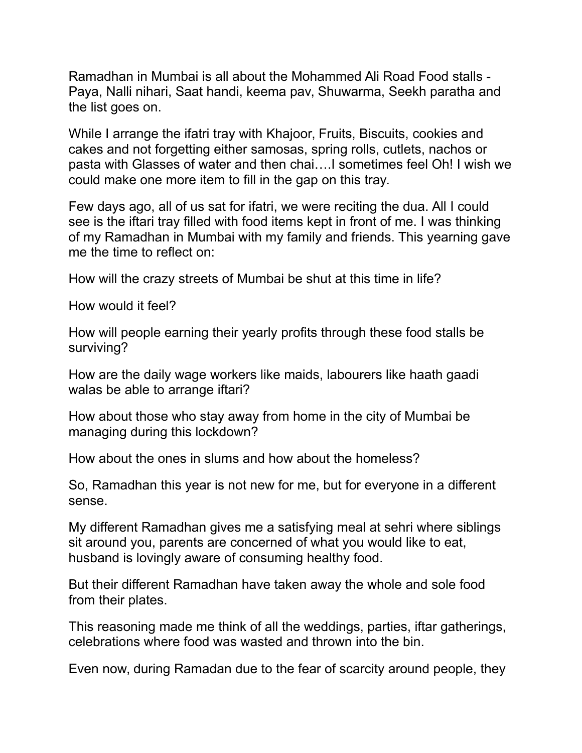Ramadhan in Mumbai is all about the Mohammed Ali Road Food stalls - Paya, Nalli nihari, Saat handi, keema pav, Shuwarma, Seekh paratha and the list goes on.

While I arrange the ifatri tray with Khajoor, Fruits, Biscuits, cookies and cakes and not forgetting either samosas, spring rolls, cutlets, nachos or pasta with Glasses of water and then chai….I sometimes feel Oh! I wish we could make one more item to fill in the gap on this tray.

Few days ago, all of us sat for ifatri, we were reciting the dua. All I could see is the iftari tray filled with food items kept in front of me. I was thinking of my Ramadhan in Mumbai with my family and friends. This yearning gave me the time to reflect on:

How will the crazy streets of Mumbai be shut at this time in life?

How would it feel?

How will people earning their yearly profits through these food stalls be surviving?

How are the daily wage workers like maids, labourers like haath gaadi walas be able to arrange iftari?

How about those who stay away from home in the city of Mumbai be managing during this lockdown?

How about the ones in slums and how about the homeless?

So, Ramadhan this year is not new for me, but for everyone in a different sense.

My different Ramadhan gives me a satisfying meal at sehri where siblings sit around you, parents are concerned of what you would like to eat, husband is lovingly aware of consuming healthy food.

But their different Ramadhan have taken away the whole and sole food from their plates.

This reasoning made me think of all the weddings, parties, iftar gatherings, celebrations where food was wasted and thrown into the bin.

Even now, during Ramadan due to the fear of scarcity around people, they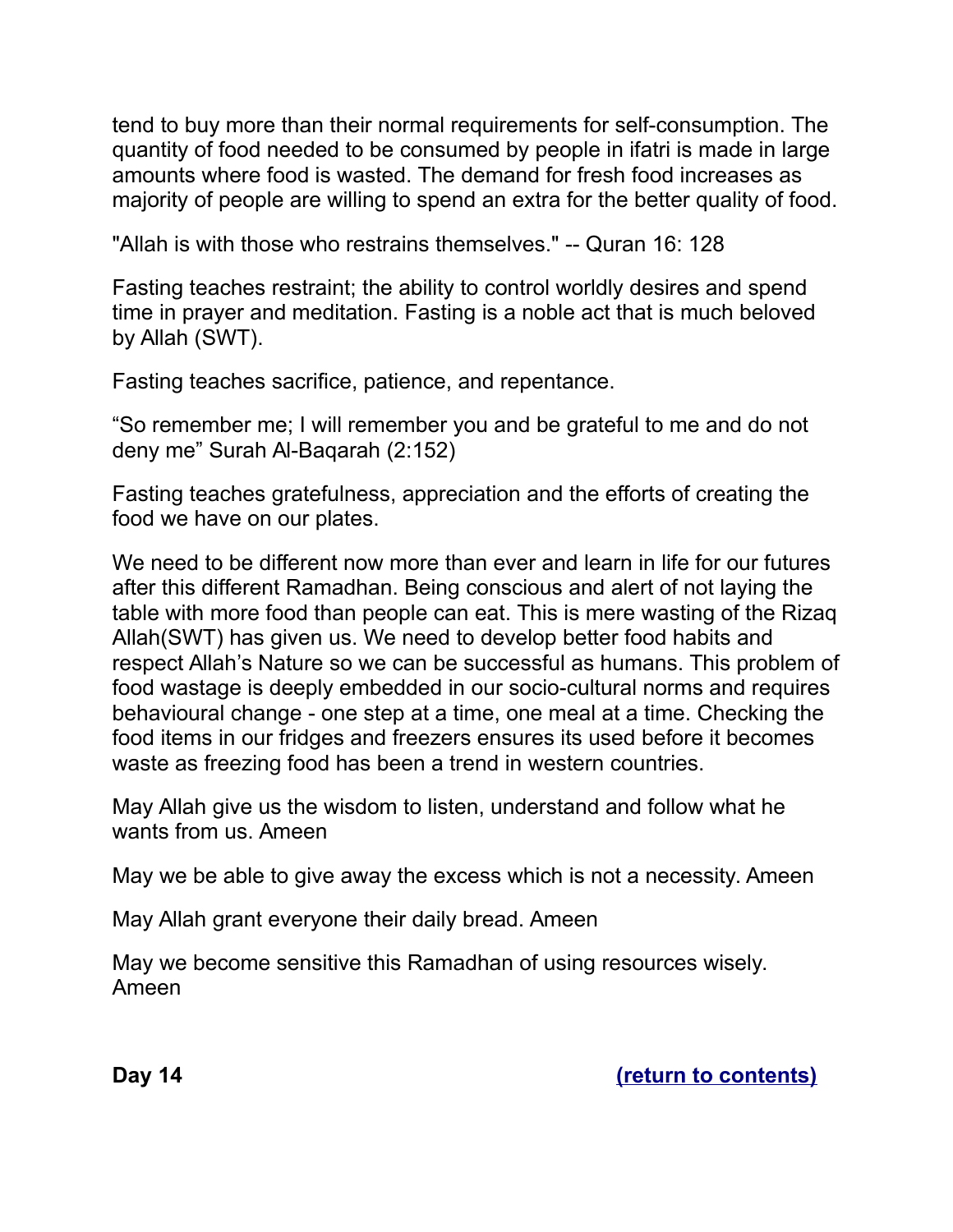tend to buy more than their normal requirements for self-consumption. The quantity of food needed to be consumed by people in ifatri is made in large amounts where food is wasted. The demand for fresh food increases as majority of people are willing to spend an extra for the better quality of food.

"Allah is with those who restrains themselves." -- Quran 16: 128

Fasting teaches restraint; the ability to control worldly desires and spend time in prayer and meditation. Fasting is a noble act that is much beloved by Allah (SWT).

Fasting teaches sacrifice, patience, and repentance.

“So remember me; I will remember you and be grateful to me and do not deny me” Surah Al-Baqarah (2:152)

Fasting teaches gratefulness, appreciation and the efforts of creating the food we have on our plates.

We need to be different now more than ever and learn in life for our futures after this different Ramadhan. Being conscious and alert of not laying the table with more food than people can eat. This is mere wasting of the Rizaq Allah(SWT) has given us. We need to develop better food habits and respect Allah’s Nature so we can be successful as humans. This problem of food wastage is deeply embedded in our socio-cultural norms and requires behavioural change - one step at a time, one meal at a time. Checking the food items in our fridges and freezers ensures its used before it becomes waste as freezing food has been a trend in western countries.

May Allah give us the wisdom to listen, understand and follow what he wants from us. Ameen

May we be able to give away the excess which is not a necessity. Ameen

May Allah grant everyone their daily bread. Ameen

May we become sensitive this Ramadhan of using resources wisely. Ameen

**Day 14** **(return to contents)**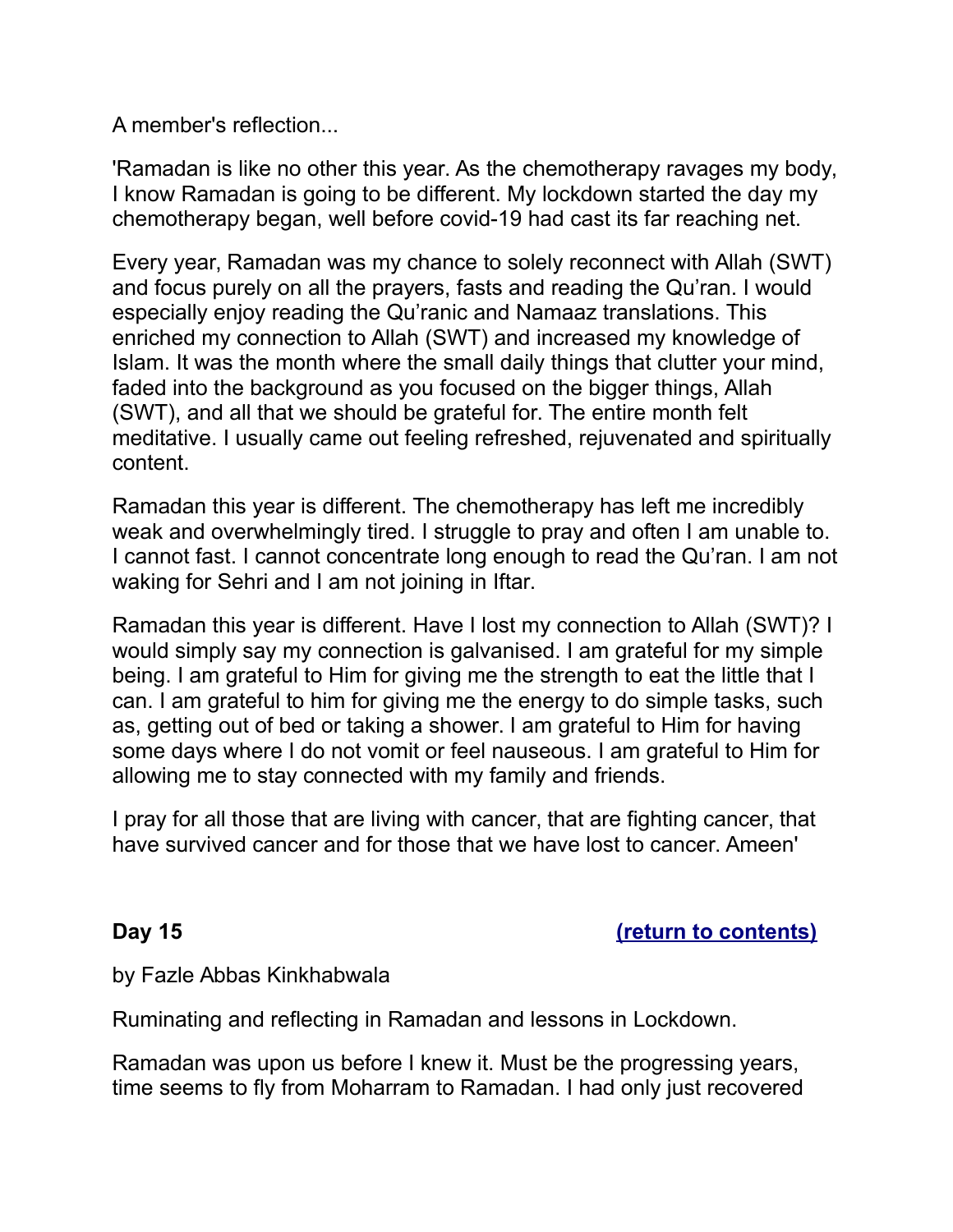A member's reflection...

'Ramadan is like no other this year. As the chemotherapy ravages my body, I know Ramadan is going to be different. My lockdown started the day my chemotherapy began, well before covid-19 had cast its far reaching net.

Every year, Ramadan was my chance to solely reconnect with Allah (SWT) and focus purely on all the prayers, fasts and reading the Qu'ran. I would especially enjoy reading the Qu'ranic and Namaaz translations. This enriched my connection to Allah (SWT) and increased my knowledge of Islam. It was the month where the small daily things that clutter your mind, faded into the background as you focused on the bigger things, Allah (SWT), and all that we should be grateful for. The entire month felt meditative. I usually came out feeling refreshed, rejuvenated and spiritually content.

Ramadan this year is different. The chemotherapy has left me incredibly weak and overwhelmingly tired. I struggle to pray and often I am unable to. I cannot fast. I cannot concentrate long enough to read the Qu'ran. I am not waking for Sehri and I am not joining in Iftar.

Ramadan this year is different. Have I lost my connection to Allah (SWT)? I would simply say my connection is galvanised. I am grateful for my simple being. I am grateful to Him for giving me the strength to eat the little that I can. I am grateful to him for giving me the energy to do simple tasks, such as, getting out of bed or taking a shower. I am grateful to Him for having some days where I do not vomit or feel nauseous. I am grateful to Him for allowing me to stay connected with my family and friends.

I pray for all those that are living with cancer, that are fighting cancer, that have survived cancer and for those that we have lost to cancer. Ameen'

**Day 15** **(return to contents)**

by Fazle Abbas Kinkhabwala

Ruminating and reflecting in Ramadan and lessons in Lockdown.

Ramadan was upon us before I knew it. Must be the progressing years, time seems to fly from Moharram to Ramadan. I had only just recovered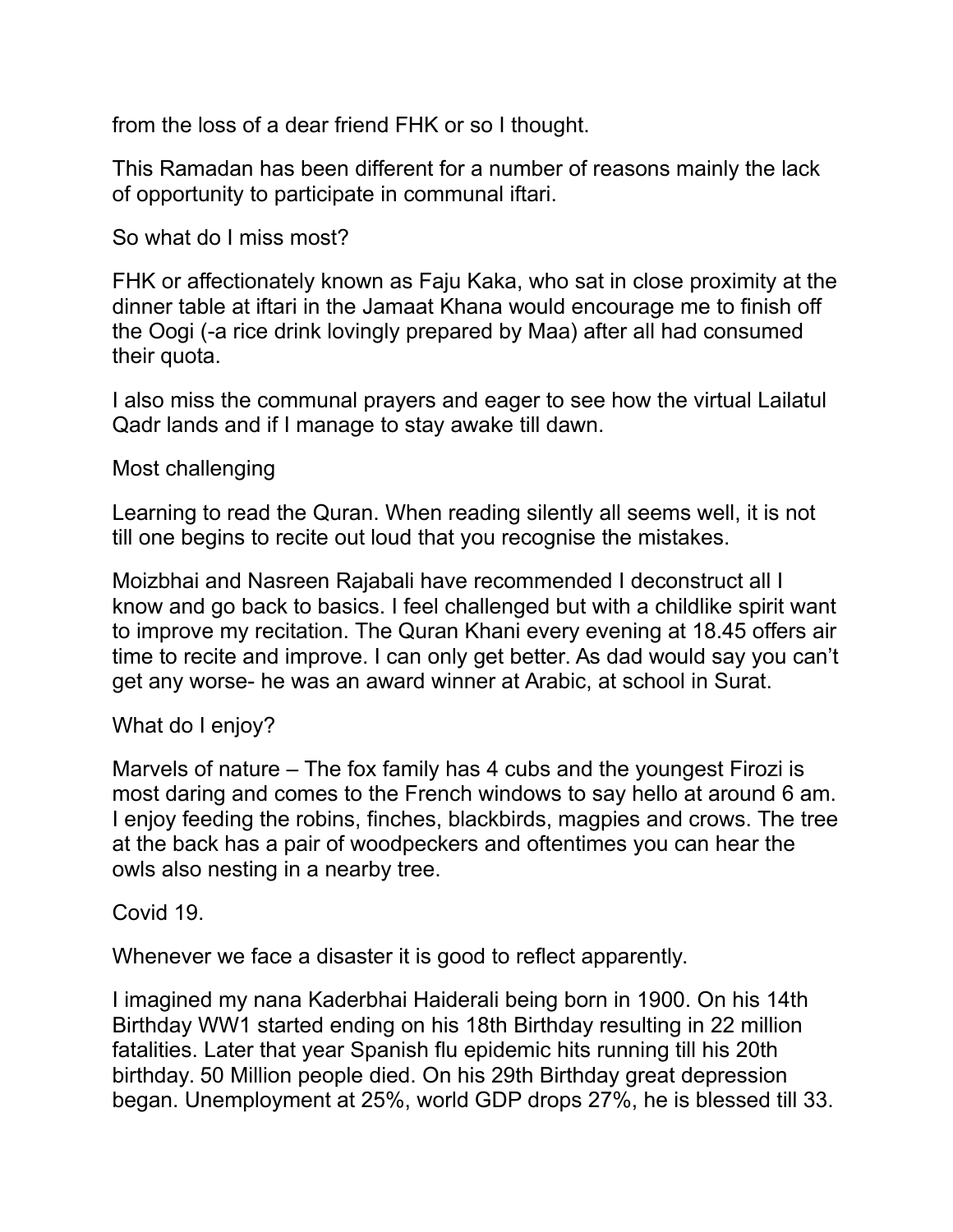from the loss of a dear friend FHK or so I thought.

This Ramadan has been different for a number of reasons mainly the lack of opportunity to participate in communal iftari.

So what do I miss most?

FHK or affectionately known as Faju Kaka, who sat in close proximity at the dinner table at iftari in the Jamaat Khana would encourage me to finish off the Oogi (-a rice drink lovingly prepared by Maa) after all had consumed their quota.

I also miss the communal prayers and eager to see how the virtual Lailatul Qadr lands and if I manage to stay awake till dawn.

Most challenging

Learning to read the Quran. When reading silently all seems well, it is not till one begins to recite out loud that you recognise the mistakes.

Moizbhai and Nasreen Rajabali have recommended I deconstruct all I know and go back to basics. I feel challenged but with a childlike spirit want to improve my recitation. The Quran Khani every evening at 18.45 offers air time to recite and improve. I can only get better. As dad would say you can't get any worse- he was an award winner at Arabic, at school in Surat.

What do I enjoy?

Marvels of nature – The fox family has 4 cubs and the youngest Firozi is most daring and comes to the French windows to say hello at around 6 am. I enjoy feeding the robins, finches, blackbirds, magpies and crows. The tree at the back has a pair of woodpeckers and oftentimes you can hear the owls also nesting in a nearby tree.

Covid 19.

Whenever we face a disaster it is good to reflect apparently.

I imagined my nana Kaderbhai Haiderali being born in 1900. On his 14th Birthday WW1 started ending on his 18th Birthday resulting in 22 million fatalities. Later that year Spanish flu epidemic hits running till his 20th birthday. 50 Million people died. On his 29th Birthday great depression began. Unemployment at 25%, world GDP drops 27%, he is blessed till 33.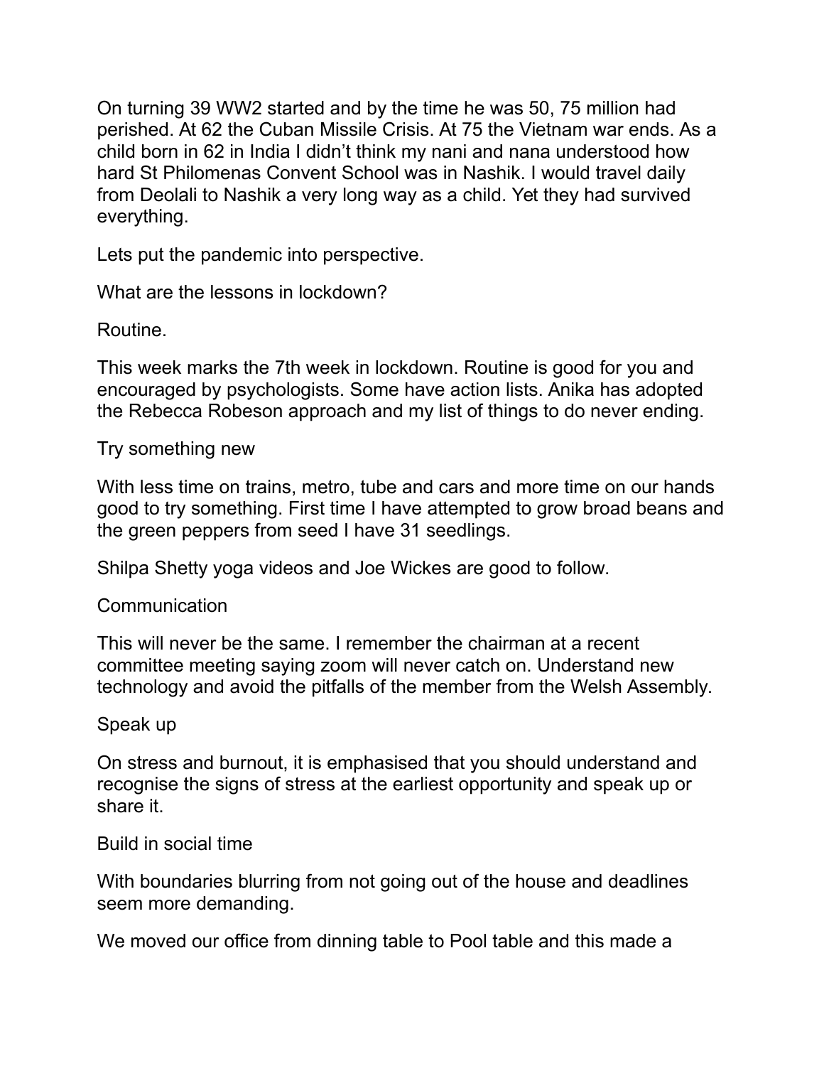On turning 39 WW2 started and by the time he was 50, 75 million had perished. At 62 the Cuban Missile Crisis. At 75 the Vietnam war ends. As a child born in 62 in India I didn't think my nani and nana understood how hard St Philomenas Convent School was in Nashik. I would travel daily from Deolali to Nashik a very long way as a child. Yet they had survived everything.

Lets put the pandemic into perspective.

What are the lessons in lockdown?

Routine.

This week marks the 7th week in lockdown. Routine is good for you and encouraged by psychologists. Some have action lists. Anika has adopted the Rebecca Robeson approach and my list of things to do never ending.

Try something new

With less time on trains, metro, tube and cars and more time on our hands good to try something. First time I have attempted to grow broad beans and the green peppers from seed I have 31 seedlings.

Shilpa Shetty yoga videos and Joe Wickes are good to follow.

Communication

This will never be the same. I remember the chairman at a recent committee meeting saying zoom will never catch on. Understand new technology and avoid the pitfalls of the member from the Welsh Assembly.

Speak up

On stress and burnout, it is emphasised that you should understand and recognise the signs of stress at the earliest opportunity and speak up or share it.

Build in social time

With boundaries blurring from not going out of the house and deadlines seem more demanding.

We moved our office from dinning table to Pool table and this made a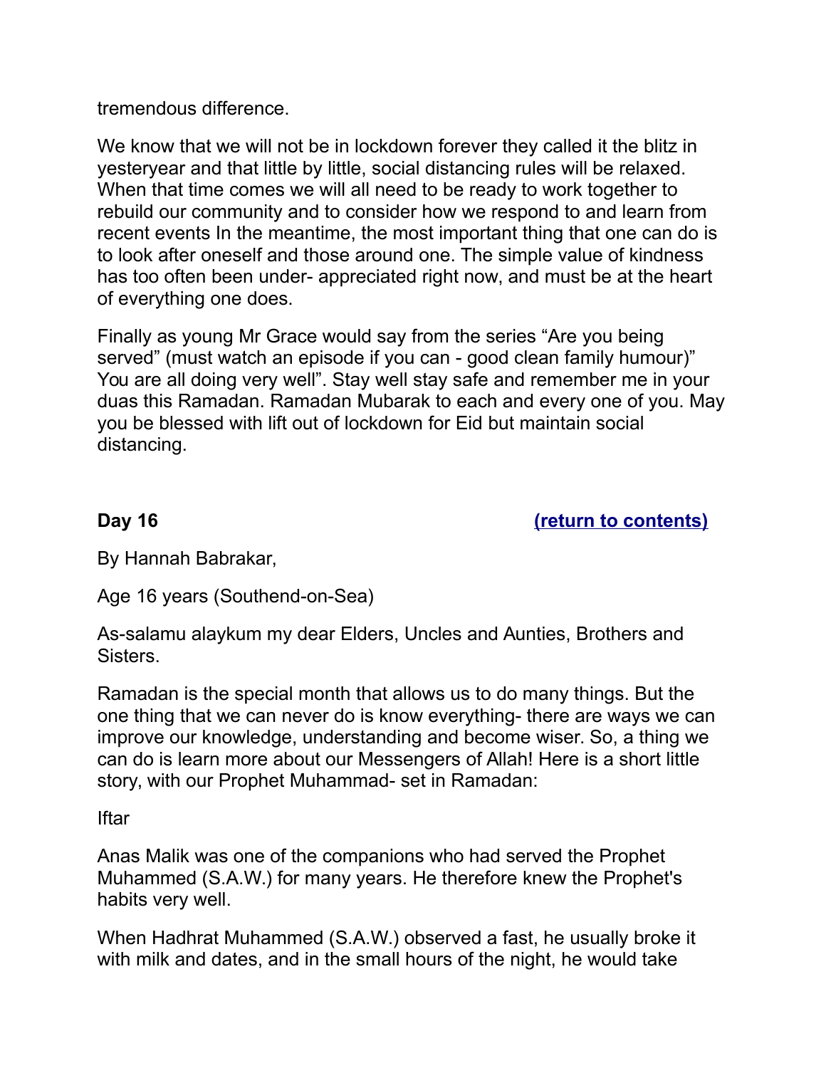tremendous difference.

We know that we will not be in lockdown forever they called it the blitz in yesteryear and that little by little, social distancing rules will be relaxed. When that time comes we will all need to be ready to work together to rebuild our community and to consider how we respond to and learn from recent events In the meantime, the most important thing that one can do is to look after oneself and those around one. The simple value of kindness has too often been under- appreciated right now, and must be at the heart of everything one does.

Finally as young Mr Grace would say from the series “Are you being served” (must watch an episode if you can - good clean family humour)” You are all doing very well”. Stay well stay safe and remember me in your duas this Ramadan. Ramadan Mubarak to each and every one of you. May you be blessed with lift out of lockdown for Eid but maintain social distancing.

**Day 16** **(return to contents)**

By Hannah Babrakar,

Age 16 years (Southend-on-Sea)

As-salamu alaykum my dear Elders, Uncles and Aunties, Brothers and Sisters.

Ramadan is the special month that allows us to do many things. But the one thing that we can never do is know everything- there are ways we can improve our knowledge, understanding and become wiser. So, a thing we can do is learn more about our Messengers of Allah! Here is a short little story, with our Prophet Muhammad- set in Ramadan:

Iftar

Anas Malik was one of the companions who had served the Prophet Muhammed (S.A.W.) for many years. He therefore knew the Prophet's habits very well.

When Hadhrat Muhammed (S.A.W.) observed a fast, he usually broke it with milk and dates, and in the small hours of the night, he would take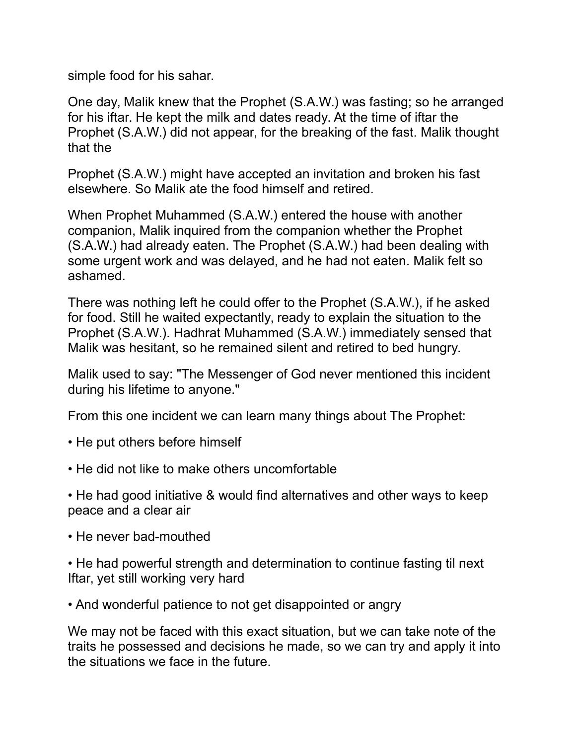simple food for his sahar.

One day, Malik knew that the Prophet (S.A.W.) was fasting; so he arranged for his iftar. He kept the milk and dates ready. At the time of iftar the Prophet (S.A.W.) did not appear, for the breaking of the fast. Malik thought that the

Prophet (S.A.W.) might have accepted an invitation and broken his fast elsewhere. So Malik ate the food himself and retired.

When Prophet Muhammed (S.A.W.) entered the house with another companion, Malik inquired from the companion whether the Prophet (S.A.W.) had already eaten. The Prophet (S.A.W.) had been dealing with some urgent work and was delayed, and he had not eaten. Malik felt so ashamed.

There was nothing left he could offer to the Prophet (S.A.W.), if he asked for food. Still he waited expectantly, ready to explain the situation to the Prophet (S.A.W.). Hadhrat Muhammed (S.A.W.) immediately sensed that Malik was hesitant, so he remained silent and retired to bed hungry.

Malik used to say: "The Messenger of God never mentioned this incident during his lifetime to anyone."

From this one incident we can learn many things about The Prophet:

- He put others before himself
- He did not like to make others uncomfortable
- He had good initiative & would find alternatives and other ways to keep peace and a clear air
- He never bad-mouthed
- He had powerful strength and determination to continue fasting til next Iftar, yet still working very hard
- And wonderful patience to not get disappointed or angry

We may not be faced with this exact situation, but we can take note of the traits he possessed and decisions he made, so we can try and apply it into the situations we face in the future.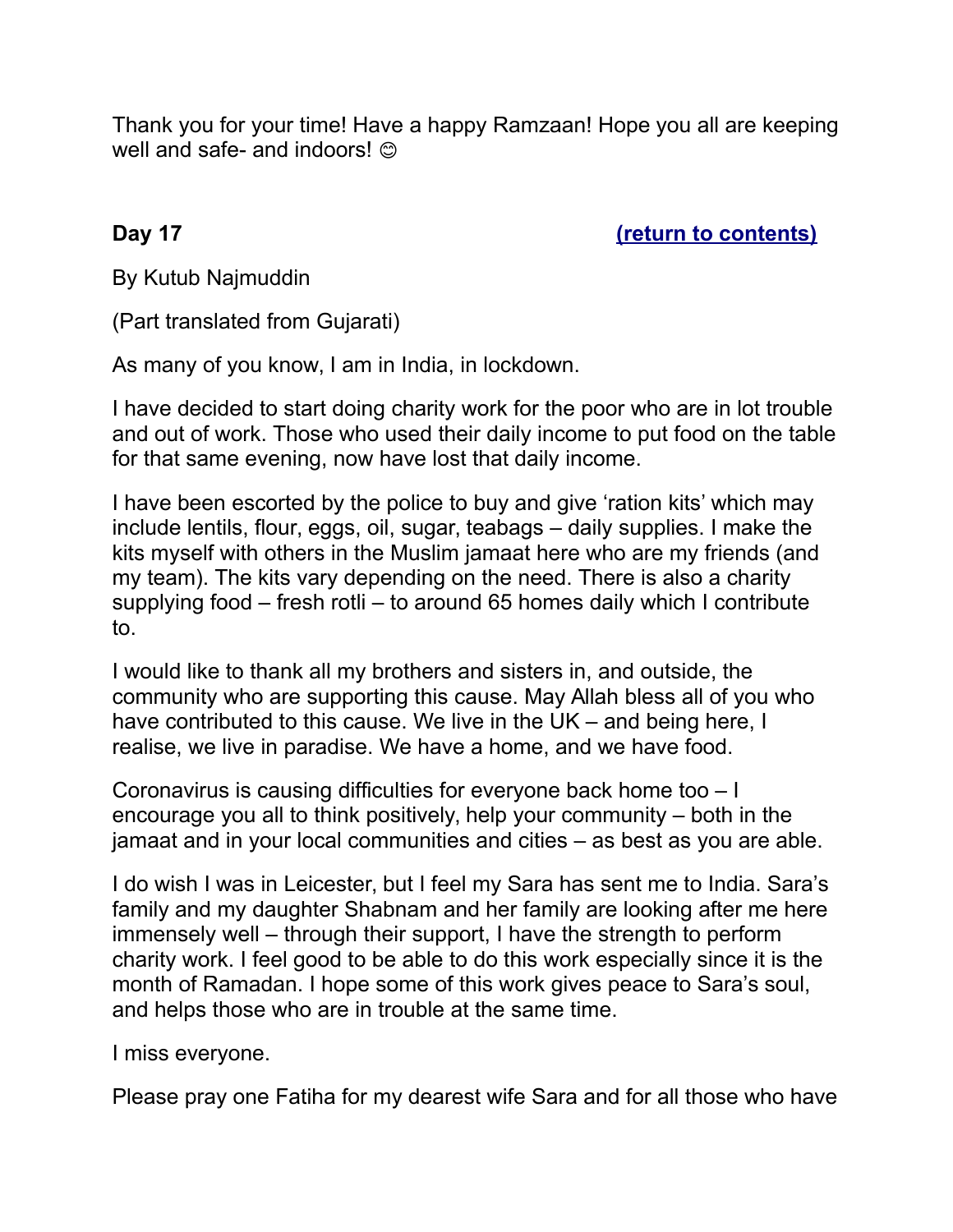Thank you for your time! Have a happy Ramzaan! Hope you all are keeping well and safe- and indoors! 😊

**Day 17** **(return to contents)**

By Kutub Najmuddin

(Part translated from Gujarati)

As many of you know, I am in India, in lockdown.

I have decided to start doing charity work for the poor who are in lot trouble and out of work. Those who used their daily income to put food on the table for that same evening, now have lost that daily income.

I have been escorted by the police to buy and give 'ration kits' which may include lentils, flour, eggs, oil, sugar, teabags – daily supplies. I make the kits myself with others in the Muslim jamaat here who are my friends (and my team). The kits vary depending on the need. There is also a charity supplying food – fresh rotli – to around 65 homes daily which I contribute to.

I would like to thank all my brothers and sisters in, and outside, the community who are supporting this cause. May Allah bless all of you who have contributed to this cause. We live in the UK – and being here, I realise, we live in paradise. We have a home, and we have food.

Coronavirus is causing difficulties for everyone back home too – I encourage you all to think positively, help your community – both in the jamaat and in your local communities and cities – as best as you are able.

I do wish I was in Leicester, but I feel my Sara has sent me to India. Sara's family and my daughter Shabnam and her family are looking after me here immensely well – through their support, I have the strength to perform charity work. I feel good to be able to do this work especially since it is the month of Ramadan. I hope some of this work gives peace to Sara's soul, and helps those who are in trouble at the same time.

I miss everyone.

Please pray one Fatiha for my dearest wife Sara and for all those who have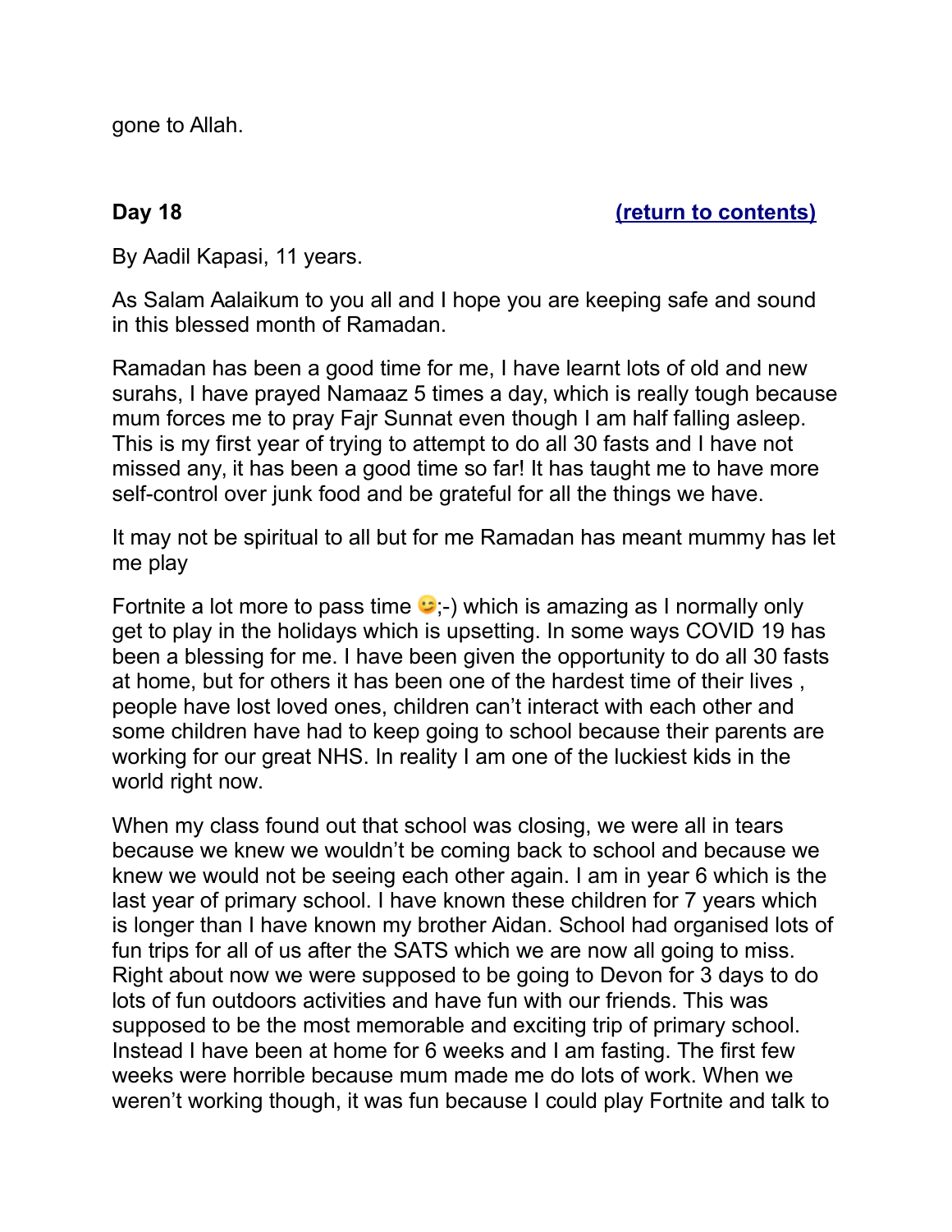gone to Allah.

**Day 18** **(return to contents)**

By Aadil Kapasi, 11 years.

As Salam Aalaikum to you all and I hope you are keeping safe and sound in this blessed month of Ramadan.

Ramadan has been a good time for me, I have learnt lots of old and new surahs, I have prayed Namaaz 5 times a day, which is really tough because mum forces me to pray Fajr Sunnat even though I am half falling asleep. This is my first year of trying to attempt to do all 30 fasts and I have not missed any, it has been a good time so far! It has taught me to have more self-control over junk food and be grateful for all the things we have.

It may not be spiritual to all but for me Ramadan has meant mummy has let me play

Fortnite a lot more to pass time 😉;-) which is amazing as I normally only get to play in the holidays which is upsetting. In some ways COVID 19 has been a blessing for me. I have been given the opportunity to do all 30 fasts at home, but for others it has been one of the hardest time of their lives , people have lost loved ones, children can't interact with each other and some children have had to keep going to school because their parents are working for our great NHS. In reality I am one of the luckiest kids in the world right now.

When my class found out that school was closing, we were all in tears because we knew we wouldn't be coming back to school and because we knew we would not be seeing each other again. I am in year 6 which is the last year of primary school. I have known these children for 7 years which is longer than I have known my brother Aidan. School had organised lots of fun trips for all of us after the SATS which we are now all going to miss. Right about now we were supposed to be going to Devon for 3 days to do lots of fun outdoors activities and have fun with our friends. This was supposed to be the most memorable and exciting trip of primary school. Instead I have been at home for 6 weeks and I am fasting. The first few weeks were horrible because mum made me do lots of work. When we weren't working though, it was fun because I could play Fortnite and talk to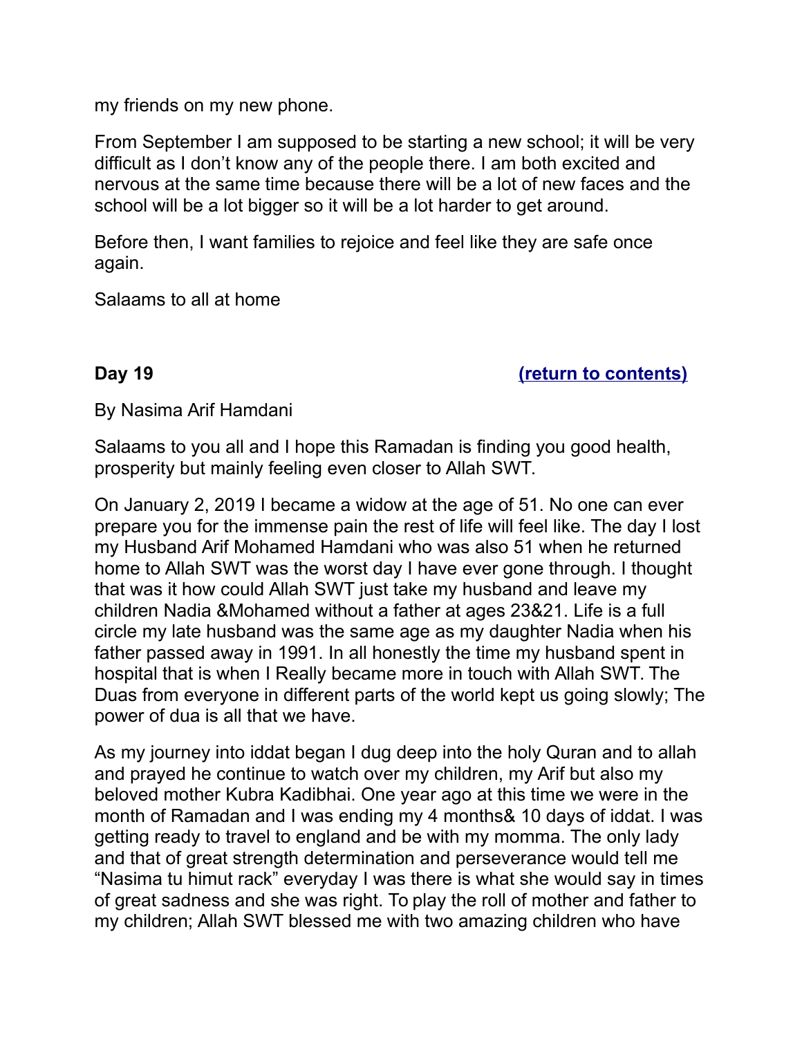my friends on my new phone.

From September I am supposed to be starting a new school; it will be very difficult as I don't know any of the people there. I am both excited and nervous at the same time because there will be a lot of new faces and the school will be a lot bigger so it will be a lot harder to get around.

Before then, I want families to rejoice and feel like they are safe once again.

Salaams to all at home

**Day 19** **(return to contents)**

By Nasima Arif Hamdani

Salaams to you all and I hope this Ramadan is finding you good health, prosperity but mainly feeling even closer to Allah SWT.

On January 2, 2019 I became a widow at the age of 51. No one can ever prepare you for the immense pain the rest of life will feel like. The day I lost my Husband Arif Mohamed Hamdani who was also 51 when he returned home to Allah SWT was the worst day I have ever gone through. I thought that was it how could Allah SWT just take my husband and leave my children Nadia &Mohamed without a father at ages 23&21. Life is a full circle my late husband was the same age as my daughter Nadia when his father passed away in 1991. In all honestly the time my husband spent in hospital that is when I Really became more in touch with Allah SWT. The Duas from everyone in different parts of the world kept us going slowly; The power of dua is all that we have.

As my journey into iddat began I dug deep into the holy Quran and to allah and prayed he continue to watch over my children, my Arif but also my beloved mother Kubra Kadibhai. One year ago at this time we were in the month of Ramadan and I was ending my 4 months& 10 days of iddat. I was getting ready to travel to england and be with my momma. The only lady and that of great strength determination and perseverance would tell me "Nasima tu himut rack" everyday I was there is what she would say in times of great sadness and she was right. To play the roll of mother and father to my children; Allah SWT blessed me with two amazing children who have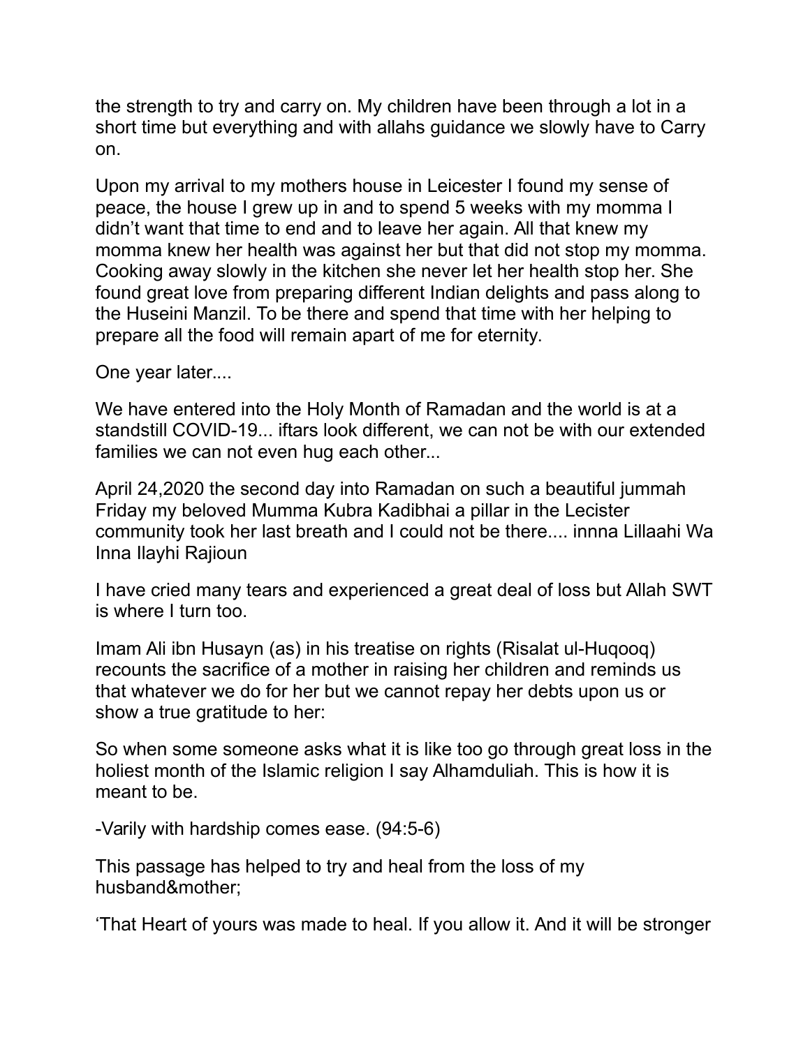the strength to try and carry on. My children have been through a lot in a short time but everything and with allahs guidance we slowly have to Carry on.

Upon my arrival to my mothers house in Leicester I found my sense of peace, the house I grew up in and to spend 5 weeks with my momma I didn't want that time to end and to leave her again. All that knew my momma knew her health was against her but that did not stop my momma. Cooking away slowly in the kitchen she never let her health stop her. She found great love from preparing different Indian delights and pass along to the Huseini Manzil. To be there and spend that time with her helping to prepare all the food will remain apart of me for eternity.

One year later....

We have entered into the Holy Month of Ramadan and the world is at a standstill COVID-19... iftars look different, we can not be with our extended families we can not even hug each other...

April 24,2020 the second day into Ramadan on such a beautiful jummah Friday my beloved Mumma Kubra Kadibhai a pillar in the Lecister community took her last breath and I could not be there.... innna Lillaahi Wa Inna Ilayhi Rajioun

I have cried many tears and experienced a great deal of loss but Allah SWT is where I turn too.

Imam Ali ibn Husayn (as) in his treatise on rights (Risalat ul-Huqooq) recounts the sacrifice of a mother in raising her children and reminds us that whatever we do for her but we cannot repay her debts upon us or show a true gratitude to her:

So when some someone asks what it is like too go through great loss in the holiest month of the Islamic religion I say Alhamduliah. This is how it is meant to be.

-Varily with hardship comes ease. (94:5-6)

This passage has helped to try and heal from the loss of my husband&mother;

'That Heart of yours was made to heal. If you allow it. And it will be stronger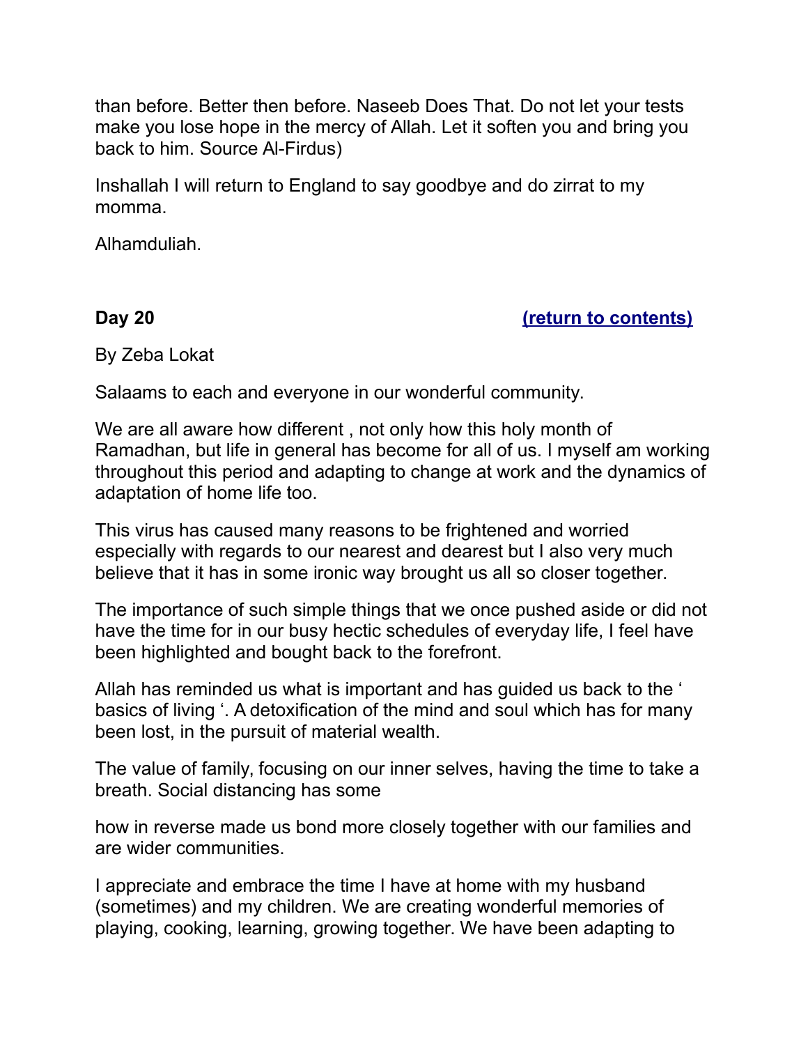than before. Better then before. Naseeb Does That. Do not let your tests make you lose hope in the mercy of Allah. Let it soften you and bring you back to him. Source Al-Firdus)

Inshallah I will return to England to say goodbye and do zirrat to my momma.

Alhamduliah.

**Day 20** **(return to contents)**

By Zeba Lokat

Salaams to each and everyone in our wonderful community.

We are all aware how different , not only how this holy month of Ramadhan, but life in general has become for all of us. I myself am working throughout this period and adapting to change at work and the dynamics of adaptation of home life too.

This virus has caused many reasons to be frightened and worried especially with regards to our nearest and dearest but I also very much believe that it has in some ironic way brought us all so closer together.

The importance of such simple things that we once pushed aside or did not have the time for in our busy hectic schedules of everyday life, I feel have been highlighted and bought back to the forefront.

Allah has reminded us what is important and has guided us back to the ' basics of living '. A detoxification of the mind and soul which has for many been lost, in the pursuit of material wealth.

The value of family, focusing on our inner selves, having the time to take a breath. Social distancing has some

how in reverse made us bond more closely together with our families and are wider communities.

I appreciate and embrace the time I have at home with my husband (sometimes) and my children. We are creating wonderful memories of playing, cooking, learning, growing together. We have been adapting to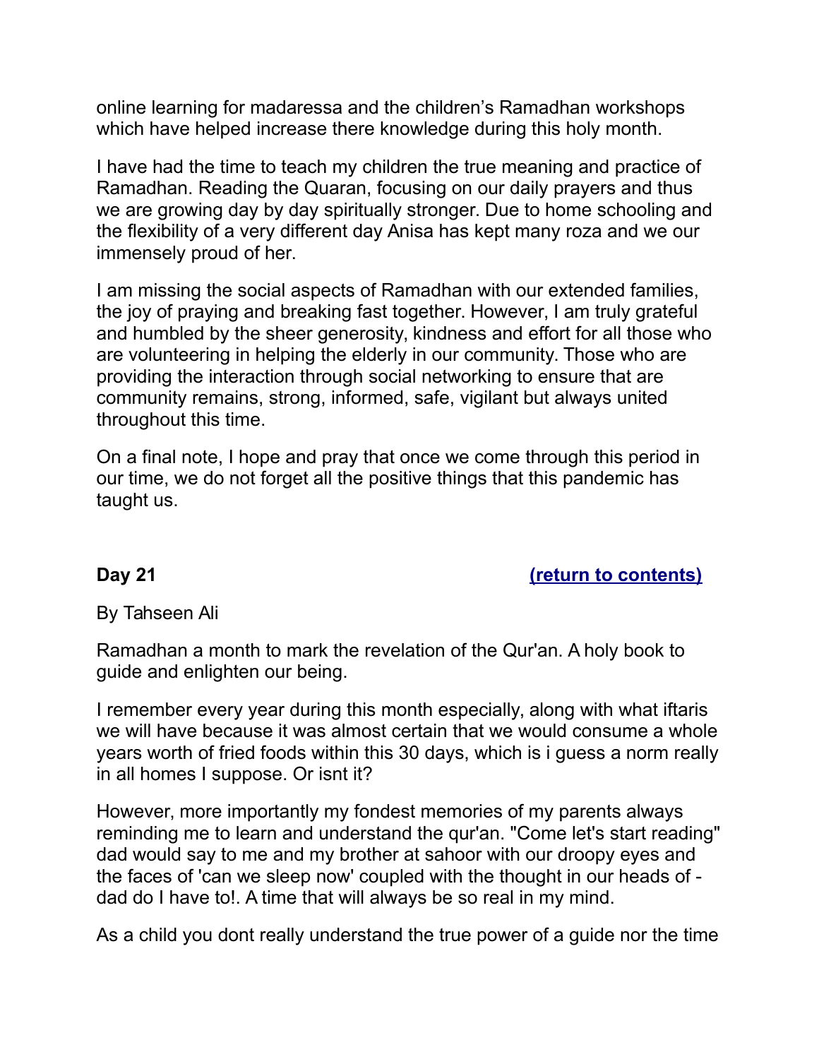online learning for madaressa and the children's Ramadhan workshops which have helped increase there knowledge during this holy month.

I have had the time to teach my children the true meaning and practice of Ramadhan. Reading the Quaran, focusing on our daily prayers and thus we are growing day by day spiritually stronger. Due to home schooling and the flexibility of a very different day Anisa has kept many roza and we our immensely proud of her.

I am missing the social aspects of Ramadhan with our extended families, the joy of praying and breaking fast together. However, I am truly grateful and humbled by the sheer generosity, kindness and effort for all those who are volunteering in helping the elderly in our community. Those who are providing the interaction through social networking to ensure that are community remains, strong, informed, safe, vigilant but always united throughout this time.

On a final note, I hope and pray that once we come through this period in our time, we do not forget all the positive things that this pandemic has taught us.

**Day 21** **(return to contents)**

By Tahseen Ali

Ramadhan a month to mark the revelation of the Qur'an. A holy book to guide and enlighten our being.

I remember every year during this month especially, along with what iftaris we will have because it was almost certain that we would consume a whole years worth of fried foods within this 30 days, which is i guess a norm really in all homes I suppose. Or isnt it?

However, more importantly my fondest memories of my parents always reminding me to learn and understand the qur'an. "Come let's start reading" dad would say to me and my brother at sahoor with our droopy eyes and the faces of 'can we sleep now' coupled with the thought in our heads of - dad do I have to!. A time that will always be so real in my mind.

As a child you dont really understand the true power of a guide nor the time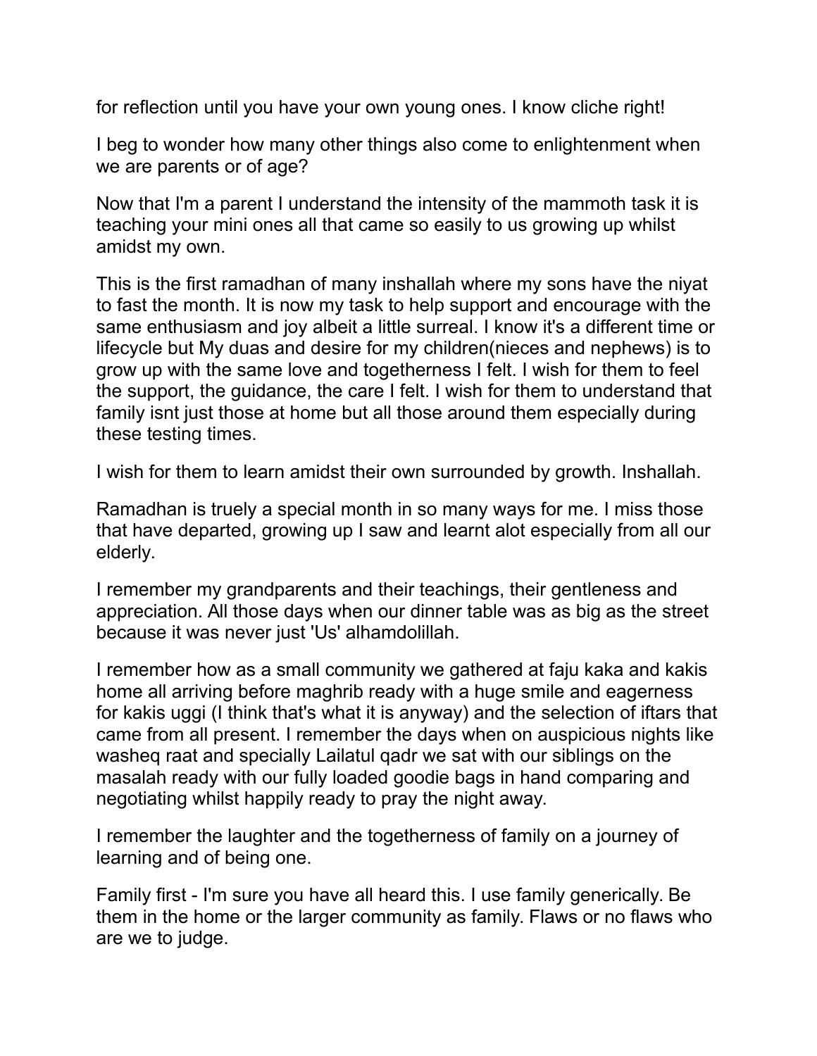for reflection until you have your own young ones. I know cliche right!

I beg to wonder how many other things also come to enlightenment when we are parents or of age?

Now that I'm a parent I understand the intensity of the mammoth task it is teaching your mini ones all that came so easily to us growing up whilst amidst my own.

This is the first ramadhan of many inshallah where my sons have the niyat to fast the month. It is now my task to help support and encourage with the same enthusiasm and joy albeit a little surreal. I know it's a different time or lifecycle but My duas and desire for my children(nieces and nephews) is to grow up with the same love and togetherness I felt. I wish for them to feel the support, the guidance, the care I felt. I wish for them to understand that family isnt just those at home but all those around them especially during these testing times.

I wish for them to learn amidst their own surrounded by growth. Inshallah.

Ramadhan is truely a special month in so many ways for me. I miss those that have departed, growing up I saw and learnt alot especially from all our elderly.

I remember my grandparents and their teachings, their gentleness and appreciation. All those days when our dinner table was as big as the street because it was never just 'Us' alhamdolillah.

I remember how as a small community we gathered at faju kaka and kakis home all arriving before maghrib ready with a huge smile and eagerness for kakis uggi (I think that's what it is anyway) and the selection of iftars that came from all present. I remember the days when on auspicious nights like washeq raat and specially Lailatul qadr we sat with our siblings on the masalah ready with our fully loaded goodie bags in hand comparing and negotiating whilst happily ready to pray the night away.

I remember the laughter and the togetherness of family on a journey of learning and of being one.

Family first - I'm sure you have all heard this. I use family generically. Be them in the home or the larger community as family. Flaws or no flaws who are we to judge.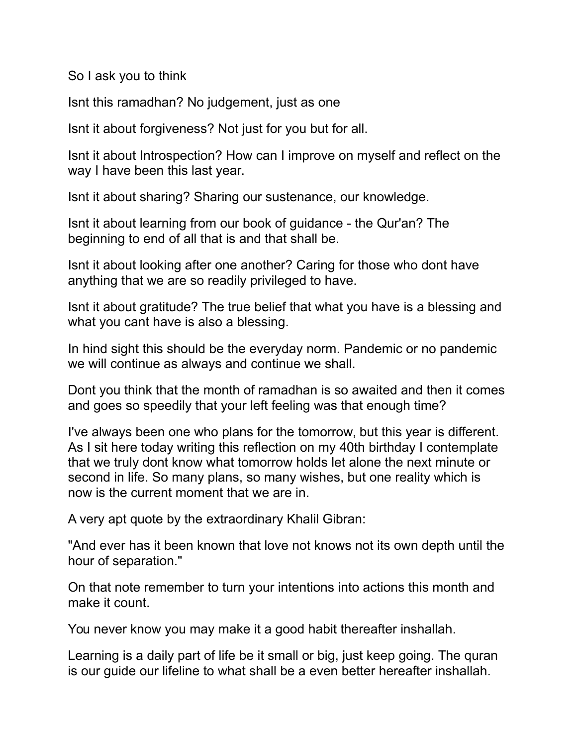So I ask you to think

Isnt this ramadhan? No judgement, just as one

Isnt it about forgiveness? Not just for you but for all.

Isnt it about Introspection? How can I improve on myself and reflect on the way I have been this last year.

Isnt it about sharing? Sharing our sustenance, our knowledge.

Isnt it about learning from our book of guidance - the Qur'an? The beginning to end of all that is and that shall be.

Isnt it about looking after one another? Caring for those who dont have anything that we are so readily privileged to have.

Isnt it about gratitude? The true belief that what you have is a blessing and what you cant have is also a blessing.

In hind sight this should be the everyday norm. Pandemic or no pandemic we will continue as always and continue we shall.

Dont you think that the month of ramadhan is so awaited and then it comes and goes so speedily that your left feeling was that enough time?

I've always been one who plans for the tomorrow, but this year is different. As I sit here today writing this reflection on my 40th birthday I contemplate that we truly dont know what tomorrow holds let alone the next minute or second in life. So many plans, so many wishes, but one reality which is now is the current moment that we are in.

A very apt quote by the extraordinary Khalil Gibran:

"And ever has it been known that love not knows not its own depth until the hour of separation."

On that note remember to turn your intentions into actions this month and make it count.

You never know you may make it a good habit thereafter inshallah.

Learning is a daily part of life be it small or big, just keep going. The quran is our guide our lifeline to what shall be a even better hereafter inshallah.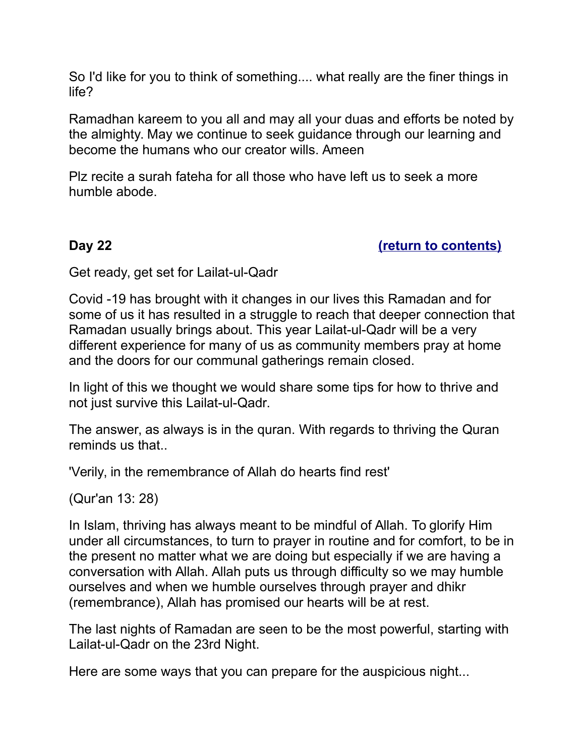So I'd like for you to think of something.... what really are the finer things in life?

Ramadhan kareem to you all and may all your duas and efforts be noted by the almighty. May we continue to seek guidance through our learning and become the humans who our creator wills. Ameen

Plz recite a surah fateha for all those who have left us to seek a more humble abode.

**Day 22** **(return to contents)**

Get ready, get set for Lailat-ul-Qadr

Covid -19 has brought with it changes in our lives this Ramadan and for some of us it has resulted in a struggle to reach that deeper connection that Ramadan usually brings about. This year Lailat-ul-Qadr will be a very different experience for many of us as community members pray at home and the doors for our communal gatherings remain closed.

In light of this we thought we would share some tips for how to thrive and not just survive this Lailat-ul-Qadr.

The answer, as always is in the quran. With regards to thriving the Quran reminds us that..

'Verily, in the remembrance of Allah do hearts find rest'

(Qur'an 13: 28)

In Islam, thriving has always meant to be mindful of Allah. To glorify Him under all circumstances, to turn to prayer in routine and for comfort, to be in the present no matter what we are doing but especially if we are having a conversation with Allah. Allah puts us through difficulty so we may humble ourselves and when we humble ourselves through prayer and dhikr (remembrance), Allah has promised our hearts will be at rest.

The last nights of Ramadan are seen to be the most powerful, starting with Lailat-ul-Qadr on the 23rd Night.

Here are some ways that you can prepare for the auspicious night...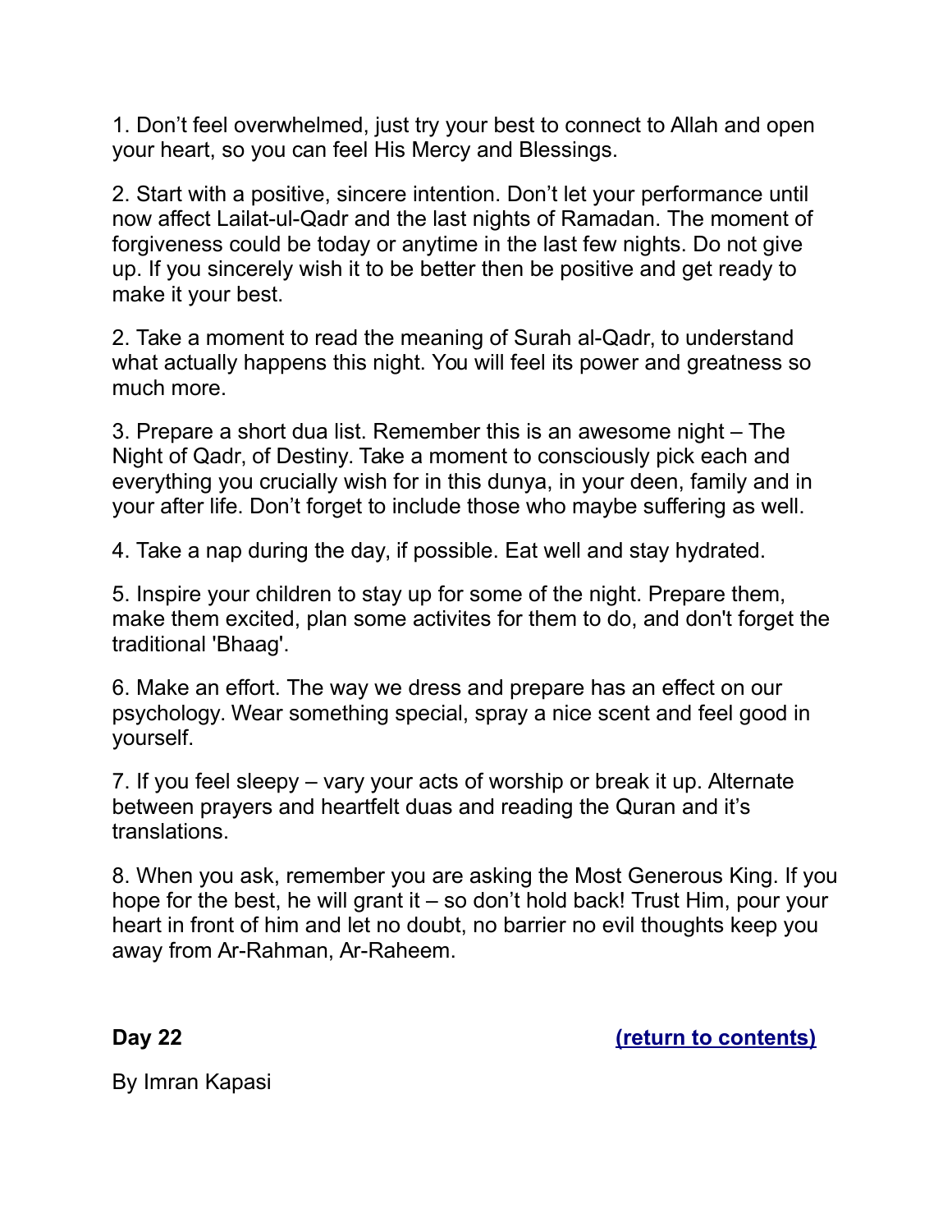1. Don't feel overwhelmed, just try your best to connect to Allah and open your heart, so you can feel His Mercy and Blessings.

2. Start with a positive, sincere intention. Don't let your performance until now affect Lailat-ul-Qadr and the last nights of Ramadan. The moment of forgiveness could be today or anytime in the last few nights. Do not give up. If you sincerely wish it to be better then be positive and get ready to make it your best.

2. Take a moment to read the meaning of Surah al-Qadr, to understand what actually happens this night. You will feel its power and greatness so much more.

3. Prepare a short dua list. Remember this is an awesome night – The Night of Qadr, of Destiny. Take a moment to consciously pick each and everything you crucially wish for in this dunya, in your deen, family and in your after life. Don't forget to include those who maybe suffering as well.

4. Take a nap during the day, if possible. Eat well and stay hydrated.

5. Inspire your children to stay up for some of the night. Prepare them, make them excited, plan some activites for them to do, and don't forget the traditional 'Bhaag'.

6. Make an effort. The way we dress and prepare has an effect on our psychology. Wear something special, spray a nice scent and feel good in yourself.

7. If you feel sleepy – vary your acts of worship or break it up. Alternate between prayers and heartfelt duas and reading the Quran and it's translations.

8. When you ask, remember you are asking the Most Generous King. If you hope for the best, he will grant it – so don't hold back! Trust Him, pour your heart in front of him and let no doubt, no barrier no evil thoughts keep you away from Ar-Rahman, Ar-Raheem.

**Day 22** **[(return to contents)]**

By Imran Kapasi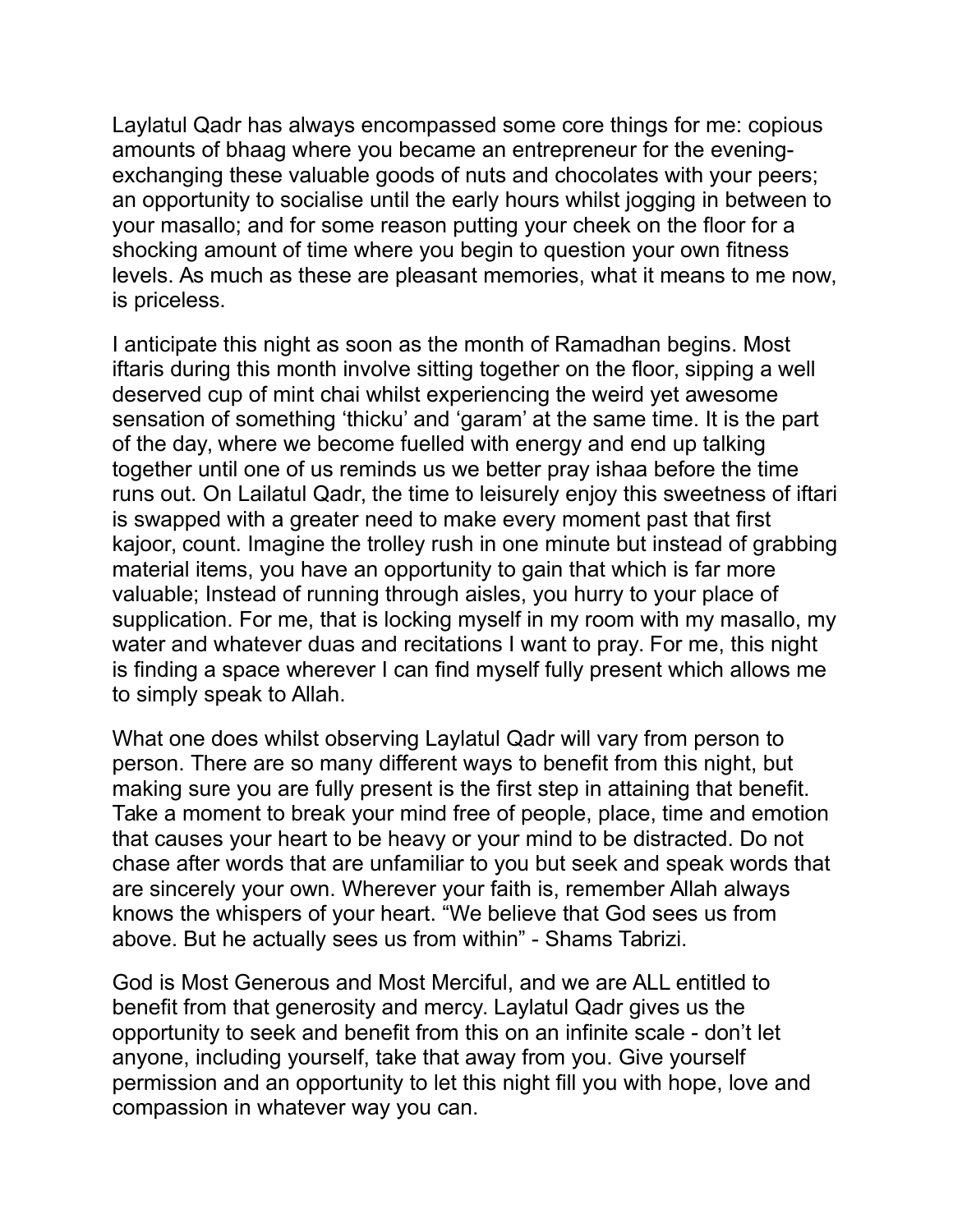Laylatul Qadr has always encompassed some core things for me: copious amounts of bhaag where you became an entrepreneur for the evening- exchanging these valuable goods of nuts and chocolates with your peers; an opportunity to socialise until the early hours whilst jogging in between to your masallo; and for some reason putting your cheek on the floor for a shocking amount of time where you begin to question your own fitness levels. As much as these are pleasant memories, what it means to me now, is priceless.

I anticipate this night as soon as the month of Ramadhan begins. Most iftaris during this month involve sitting together on the floor, sipping a well deserved cup of mint chai whilst experiencing the weird yet awesome sensation of something 'thicku' and 'garam' at the same time. It is the part of the day, where we become fuelled with energy and end up talking together until one of us reminds us we better pray ishaa before the time runs out. On Lailatul Qadr, the time to leisurely enjoy this sweetness of iftari is swapped with a greater need to make every moment past that first kajoor, count. Imagine the trolley rush in one minute but instead of grabbing material items, you have an opportunity to gain that which is far more valuable; Instead of running through aisles, you hurry to your place of supplication. For me, that is locking myself in my room with my masallo, my water and whatever duas and recitations I want to pray. For me, this night is finding a space wherever I can find myself fully present which allows me to simply speak to Allah.

What one does whilst observing Laylatul Qadr will vary from person to person. There are so many different ways to benefit from this night, but making sure you are fully present is the first step in attaining that benefit. Take a moment to break your mind free of people, place, time and emotion that causes your heart to be heavy or your mind to be distracted. Do not chase after words that are unfamiliar to you but seek and speak words that are sincerely your own. Wherever your faith is, remember Allah always knows the whispers of your heart. "We believe that God sees us from above. But he actually sees us from within" - Shams Tabrizi.

God is Most Generous and Most Merciful, and we are ALL entitled to benefit from that generosity and mercy. Laylatul Qadr gives us the opportunity to seek and benefit from this on an infinite scale - don't let anyone, including yourself, take that away from you. Give yourself permission and an opportunity to let this night fill you with hope, love and compassion in whatever way you can.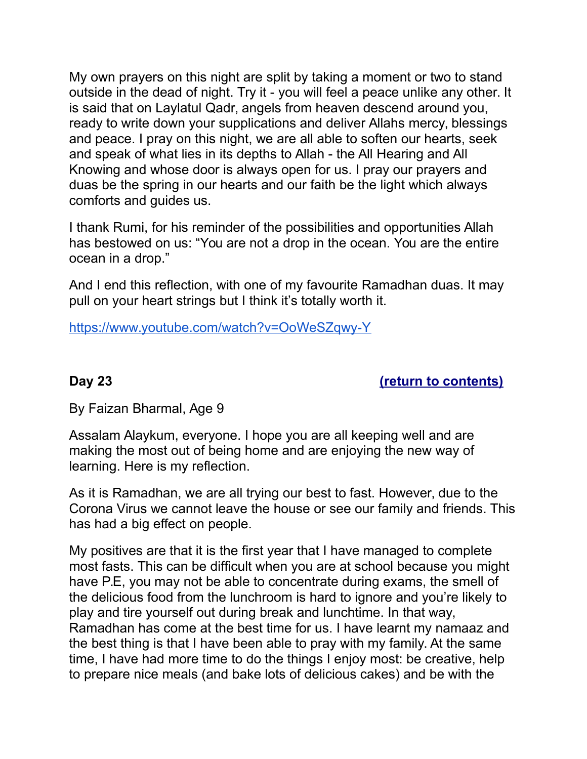My own prayers on this night are split by taking a moment or two to stand outside in the dead of night. Try it - you will feel a peace unlike any other. It is said that on Laylatul Qadr, angels from heaven descend around you, ready to write down your supplications and deliver Allahs mercy, blessings and peace. I pray on this night, we are all able to soften our hearts, seek and speak of what lies in its depths to Allah - the All Hearing and All Knowing and whose door is always open for us. I pray our prayers and duas be the spring in our hearts and our faith be the light which always comforts and guides us.

I thank Rumi, for his reminder of the possibilities and opportunities Allah has bestowed on us: “You are not a drop in the ocean. You are the entire ocean in a drop.”

And I end this reflection, with one of my favourite Ramadhan duas. It may pull on your heart strings but I think it’s totally worth it.

https://www.youtube.com/watch?v=OoWeSZqwy-Y

**Day 23** **(return to contents)**

By Faizan Bharmal, Age 9

Assalam Alaykum, everyone. I hope you are all keeping well and are making the most out of being home and are enjoying the new way of learning. Here is my reflection.

As it is Ramadhan, we are all trying our best to fast. However, due to the Corona Virus we cannot leave the house or see our family and friends. This has had a big effect on people.

My positives are that it is the first year that I have managed to complete most fasts. This can be difficult when you are at school because you might have P.E, you may not be able to concentrate during exams, the smell of the delicious food from the lunchroom is hard to ignore and you’re likely to play and tire yourself out during break and lunchtime. In that way, Ramadhan has come at the best time for us. I have learnt my namaaz and the best thing is that I have been able to pray with my family. At the same time, I have had more time to do the things I enjoy most: be creative, help to prepare nice meals (and bake lots of delicious cakes) and be with the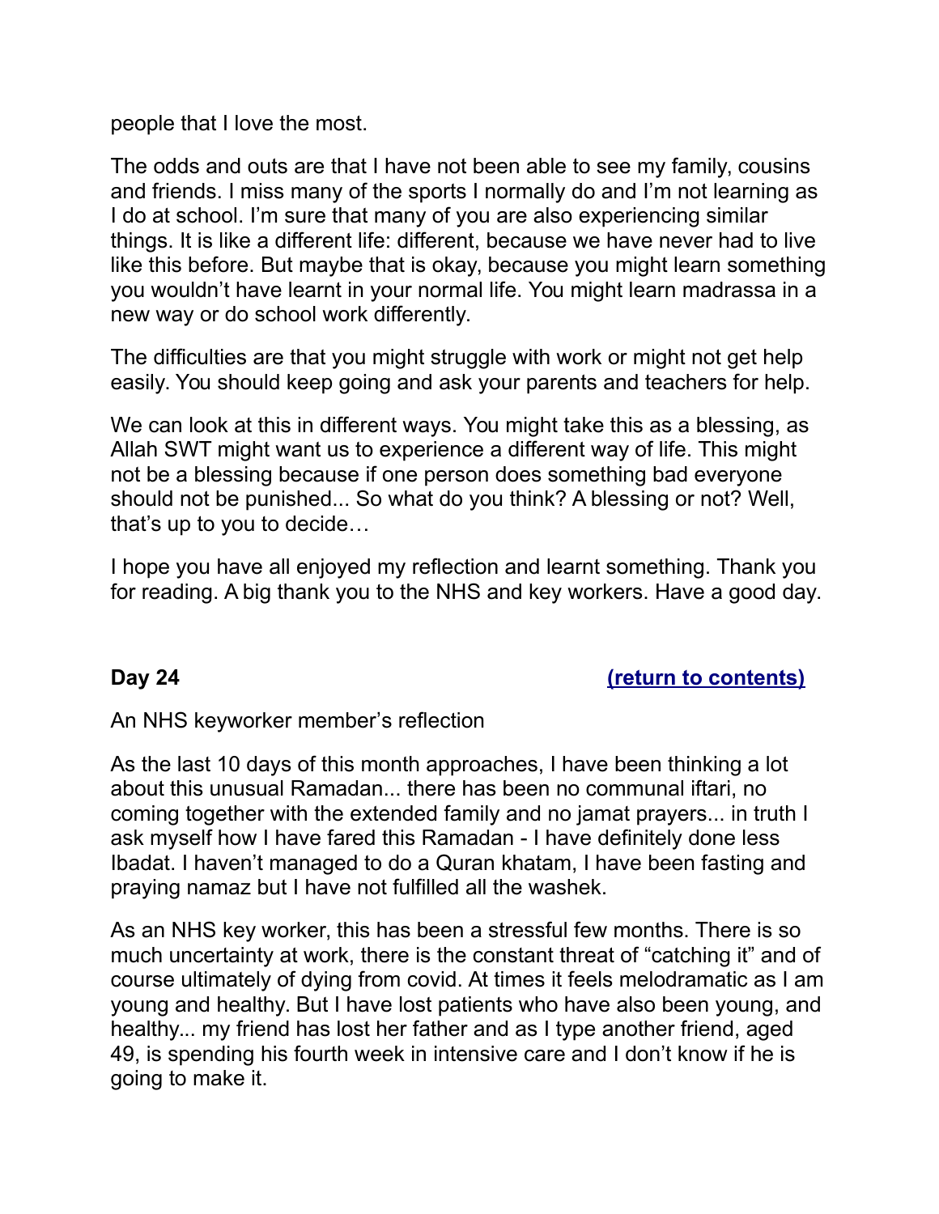people that I love the most.

The odds and outs are that I have not been able to see my family, cousins and friends. I miss many of the sports I normally do and I'm not learning as I do at school. I'm sure that many of you are also experiencing similar things. It is like a different life: different, because we have never had to live like this before. But maybe that is okay, because you might learn something you wouldn't have learnt in your normal life. You might learn madrassa in a new way or do school work differently.

The difficulties are that you might struggle with work or might not get help easily. You should keep going and ask your parents and teachers for help.

We can look at this in different ways. You might take this as a blessing, as Allah SWT might want us to experience a different way of life. This might not be a blessing because if one person does something bad everyone should not be punished... So what do you think? A blessing or not? Well, that's up to you to decide…

I hope you have all enjoyed my reflection and learnt something. Thank you for reading. A big thank you to the NHS and key workers. Have a good day.

**Day 24** [(return to contents)]

An NHS keyworker member's reflection

As the last 10 days of this month approaches, I have been thinking a lot about this unusual Ramadan... there has been no communal iftari, no coming together with the extended family and no jamat prayers... in truth I ask myself how I have fared this Ramadan - I have definitely done less Ibadat. I haven't managed to do a Quran khatam, I have been fasting and praying namaz but I have not fulfilled all the washek.

As an NHS key worker, this has been a stressful few months. There is so much uncertainty at work, there is the constant threat of "catching it" and of course ultimately of dying from covid. At times it feels melodramatic as I am young and healthy. But I have lost patients who have also been young, and healthy... my friend has lost her father and as I type another friend, aged 49, is spending his fourth week in intensive care and I don't know if he is going to make it.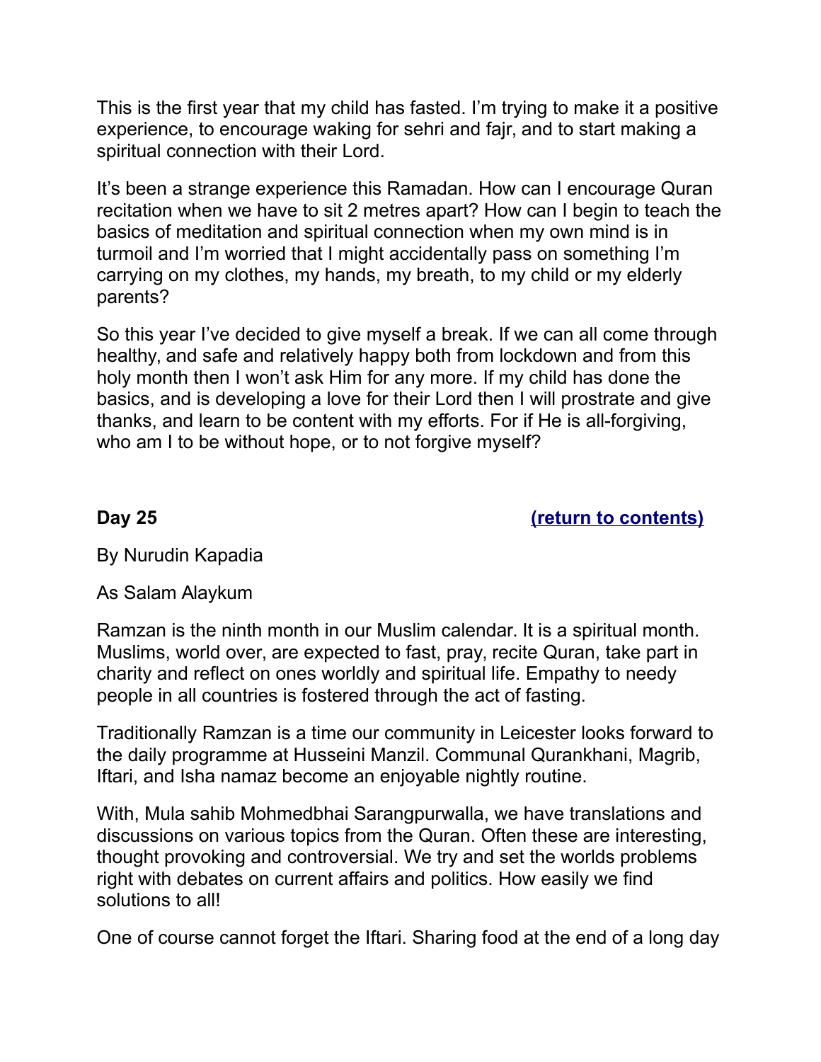This is the first year that my child has fasted. I'm trying to make it a positive experience, to encourage waking for sehri and fajr, and to start making a spiritual connection with their Lord.

It's been a strange experience this Ramadan. How can I encourage Quran recitation when we have to sit 2 metres apart? How can I begin to teach the basics of meditation and spiritual connection when my own mind is in turmoil and I'm worried that I might accidentally pass on something I'm carrying on my clothes, my hands, my breath, to my child or my elderly parents?

So this year I've decided to give myself a break. If we can all come through healthy, and safe and relatively happy both from lockdown and from this holy month then I won't ask Him for any more. If my child has done the basics, and is developing a love for their Lord then I will prostrate and give thanks, and learn to be content with my efforts. For if He is all-forgiving, who am I to be without hope, or to not forgive myself?

**Day 25** **(return to contents)**

By Nurudin Kapadia

As Salam Alaykum

Ramzan is the ninth month in our Muslim calendar. It is a spiritual month. Muslims, world over, are expected to fast, pray, recite Quran, take part in charity and reflect on ones worldly and spiritual life. Empathy to needy people in all countries is fostered through the act of fasting.

Traditionally Ramzan is a time our community in Leicester looks forward to the daily programme at Husseini Manzil. Communal Qurankhani, Magrib, Iftari, and Isha namaz become an enjoyable nightly routine.

With, Mula sahib Mohmedbhai Sarangpurwalla, we have translations and discussions on various topics from the Quran. Often these are interesting, thought provoking and controversial. We try and set the worlds problems right with debates on current affairs and politics. How easily we find solutions to all!

One of course cannot forget the Iftari. Sharing food at the end of a long day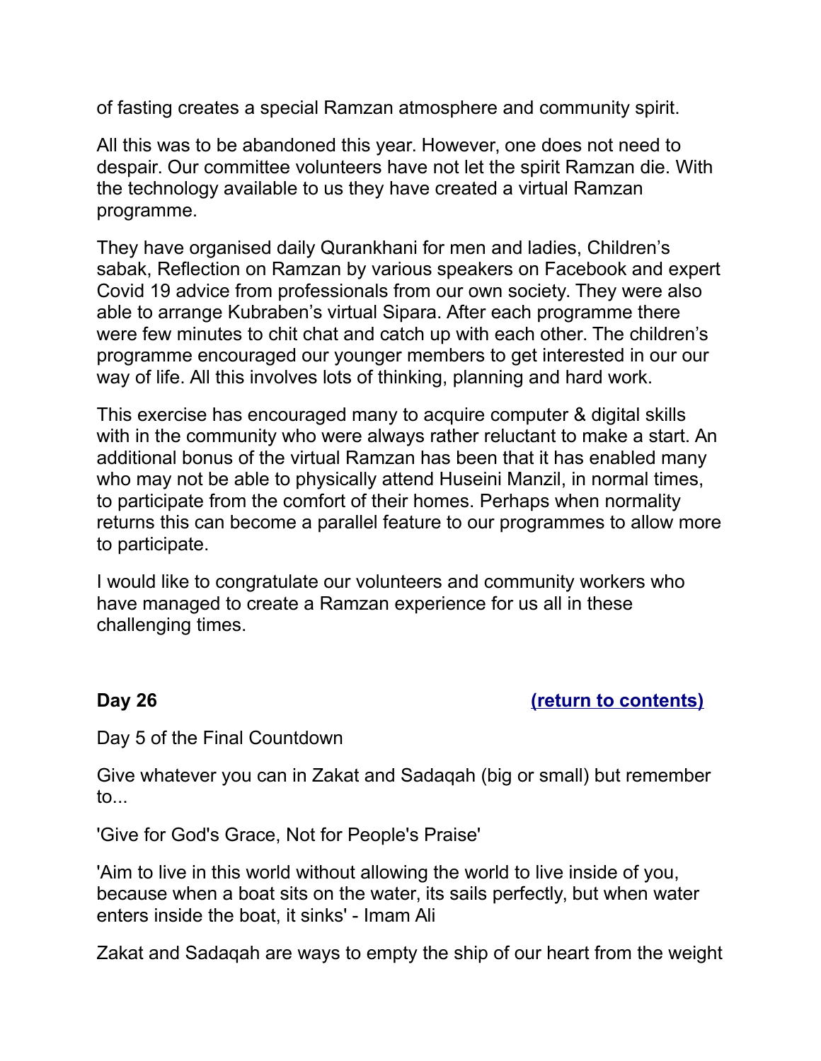of fasting creates a special Ramzan atmosphere and community spirit.

All this was to be abandoned this year. However, one does not need to despair. Our committee volunteers have not let the spirit Ramzan die. With the technology available to us they have created a virtual Ramzan programme.

They have organised daily Qurankhani for men and ladies, Children's sabak, Reflection on Ramzan by various speakers on Facebook and expert Covid 19 advice from professionals from our own society. They were also able to arrange Kubraben's virtual Sipara. After each programme there were few minutes to chit chat and catch up with each other. The children's programme encouraged our younger members to get interested in our our way of life. All this involves lots of thinking, planning and hard work.

This exercise has encouraged many to acquire computer & digital skills with in the community who were always rather reluctant to make a start. An additional bonus of the virtual Ramzan has been that it has enabled many who may not be able to physically attend Huseini Manzil, in normal times, to participate from the comfort of their homes. Perhaps when normality returns this can become a parallel feature to our programmes to allow more to participate.

I would like to congratulate our volunteers and community workers who have managed to create a Ramzan experience for us all in these challenging times.

**Day 26** **(return to contents)**

Day 5 of the Final Countdown

Give whatever you can in Zakat and Sadaqah (big or small) but remember to...

'Give for God's Grace, Not for People's Praise'

'Aim to live in this world without allowing the world to live inside of you, because when a boat sits on the water, its sails perfectly, but when water enters inside the boat, it sinks' - Imam Ali

Zakat and Sadaqah are ways to empty the ship of our heart from the weight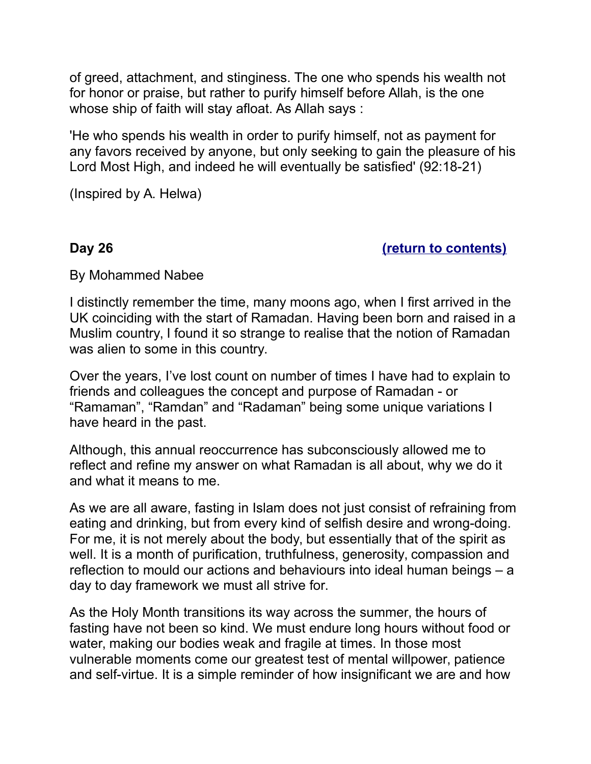of greed, attachment, and stinginess. The one who spends his wealth not for honor or praise, but rather to purify himself before Allah, is the one whose ship of faith will stay afloat. As Allah says :

'He who spends his wealth in order to purify himself, not as payment for any favors received by anyone, but only seeking to gain the pleasure of his Lord Most High, and indeed he will eventually be satisfied' (92:18-21)

(Inspired by A. Helwa)

## Day 26 [(return to contents)]

By Mohammed Nabee

I distinctly remember the time, many moons ago, when I first arrived in the UK coinciding with the start of Ramadan. Having been born and raised in a Muslim country, I found it so strange to realise that the notion of Ramadan was alien to some in this country.

Over the years, I've lost count on number of times I have had to explain to friends and colleagues the concept and purpose of Ramadan - or "Ramaman", "Ramdan" and "Radaman" being some unique variations I have heard in the past.

Although, this annual reoccurrence has subconsciously allowed me to reflect and refine my answer on what Ramadan is all about, why we do it and what it means to me.

As we are all aware, fasting in Islam does not just consist of refraining from eating and drinking, but from every kind of selfish desire and wrong-doing. For me, it is not merely about the body, but essentially that of the spirit as well. It is a month of purification, truthfulness, generosity, compassion and reflection to mould our actions and behaviours into ideal human beings – a day to day framework we must all strive for.

As the Holy Month transitions its way across the summer, the hours of fasting have not been so kind. We must endure long hours without food or water, making our bodies weak and fragile at times. In those most vulnerable moments come our greatest test of mental willpower, patience and self-virtue. It is a simple reminder of how insignificant we are and how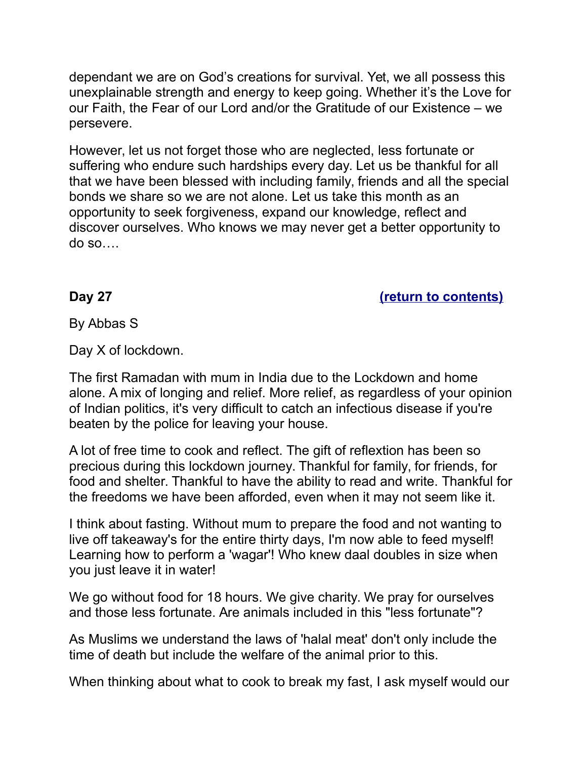dependant we are on God's creations for survival. Yet, we all possess this unexplainable strength and energy to keep going. Whether it's the Love for our Faith, the Fear of our Lord and/or the Gratitude of our Existence – we persevere.

However, let us not forget those who are neglected, less fortunate or suffering who endure such hardships every day. Let us be thankful for all that we have been blessed with including family, friends and all the special bonds we share so we are not alone. Let us take this month as an opportunity to seek forgiveness, expand our knowledge, reflect and discover ourselves. Who knows we may never get a better opportunity to do so….

**Day 27** **[(return to contents)]()**

By Abbas S

Day X of lockdown.

The first Ramadan with mum in India due to the Lockdown and home alone. A mix of longing and relief. More relief, as regardless of your opinion of Indian politics, it's very difficult to catch an infectious disease if you're beaten by the police for leaving your house.

A lot of free time to cook and reflect. The gift of reflextion has been so precious during this lockdown journey. Thankful for family, for friends, for food and shelter. Thankful to have the ability to read and write. Thankful for the freedoms we have been afforded, even when it may not seem like it.

I think about fasting. Without mum to prepare the food and not wanting to live off takeaway's for the entire thirty days, I'm now able to feed myself! Learning how to perform a 'wagar'! Who knew daal doubles in size when you just leave it in water!

We go without food for 18 hours. We give charity. We pray for ourselves and those less fortunate. Are animals included in this "less fortunate"?

As Muslims we understand the laws of 'halal meat' don't only include the time of death but include the welfare of the animal prior to this.

When thinking about what to cook to break my fast, I ask myself would our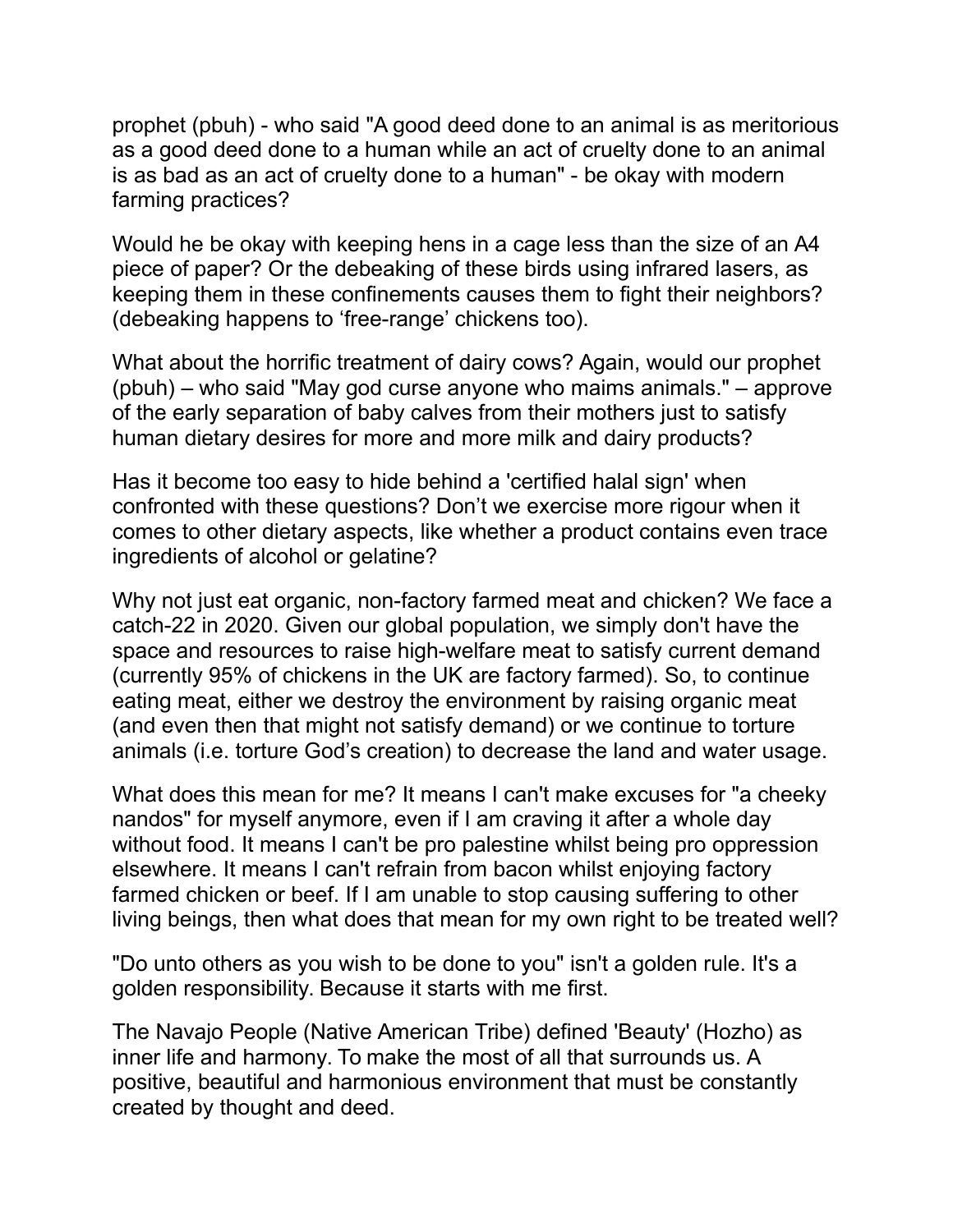prophet (pbuh) - who said "A good deed done to an animal is as meritorious as a good deed done to a human while an act of cruelty done to an animal is as bad as an act of cruelty done to a human" - be okay with modern farming practices?

Would he be okay with keeping hens in a cage less than the size of an A4 piece of paper? Or the debeaking of these birds using infrared lasers, as keeping them in these confinements causes them to fight their neighbors? (debeaking happens to 'free-range' chickens too).

What about the horrific treatment of dairy cows? Again, would our prophet (pbuh) – who said "May god curse anyone who maims animals." – approve of the early separation of baby calves from their mothers just to satisfy human dietary desires for more and more milk and dairy products?

Has it become too easy to hide behind a 'certified halal sign' when confronted with these questions? Don't we exercise more rigour when it comes to other dietary aspects, like whether a product contains even trace ingredients of alcohol or gelatine?

Why not just eat organic, non-factory farmed meat and chicken? We face a catch-22 in 2020. Given our global population, we simply don't have the space and resources to raise high-welfare meat to satisfy current demand (currently 95% of chickens in the UK are factory farmed). So, to continue eating meat, either we destroy the environment by raising organic meat (and even then that might not satisfy demand) or we continue to torture animals (i.e. torture God's creation) to decrease the land and water usage.

What does this mean for me? It means I can't make excuses for "a cheeky nandos" for myself anymore, even if I am craving it after a whole day without food. It means I can't be pro palestine whilst being pro oppression elsewhere. It means I can't refrain from bacon whilst enjoying factory farmed chicken or beef. If I am unable to stop causing suffering to other living beings, then what does that mean for my own right to be treated well?

"Do unto others as you wish to be done to you" isn't a golden rule. It's a golden responsibility. Because it starts with me first.

The Navajo People (Native American Tribe) defined 'Beauty' (Hozho) as inner life and harmony. To make the most of all that surrounds us. A positive, beautiful and harmonious environment that must be constantly created by thought and deed.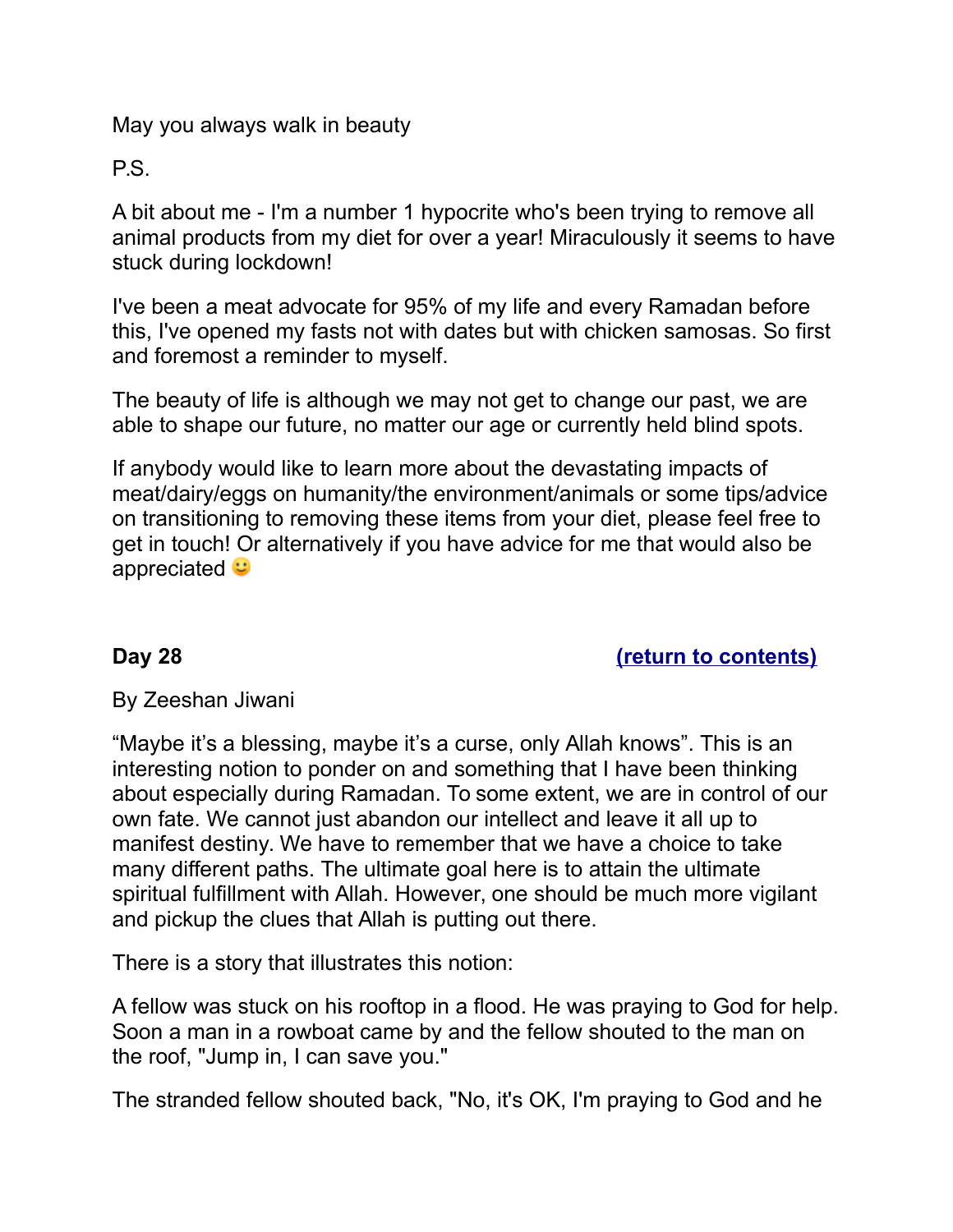May you always walk in beauty

P.S.

A bit about me - I'm a number 1 hypocrite who's been trying to remove all animal products from my diet for over a year! Miraculously it seems to have stuck during lockdown!

I've been a meat advocate for 95% of my life and every Ramadan before this, I've opened my fasts not with dates but with chicken samosas. So first and foremost a reminder to myself.

The beauty of life is although we may not get to change our past, we are able to shape our future, no matter our age or currently held blind spots.

If anybody would like to learn more about the devastating impacts of meat/dairy/eggs on humanity/the environment/animals or some tips/advice on transitioning to removing these items from your diet, please feel free to get in touch! Or alternatively if you have advice for me that would also be appreciated 🙂

## Day 28 [(return to contents)]

By Zeeshan Jiwani

“Maybe it’s a blessing, maybe it’s a curse, only Allah knows”. This is an interesting notion to ponder on and something that I have been thinking about especially during Ramadan. To some extent, we are in control of our own fate. We cannot just abandon our intellect and leave it all up to manifest destiny. We have to remember that we have a choice to take many different paths. The ultimate goal here is to attain the ultimate spiritual fulfillment with Allah. However, one should be much more vigilant and pickup the clues that Allah is putting out there.

There is a story that illustrates this notion:

A fellow was stuck on his rooftop in a flood. He was praying to God for help. Soon a man in a rowboat came by and the fellow shouted to the man on the roof, "Jump in, I can save you."

The stranded fellow shouted back, "No, it's OK, I'm praying to God and he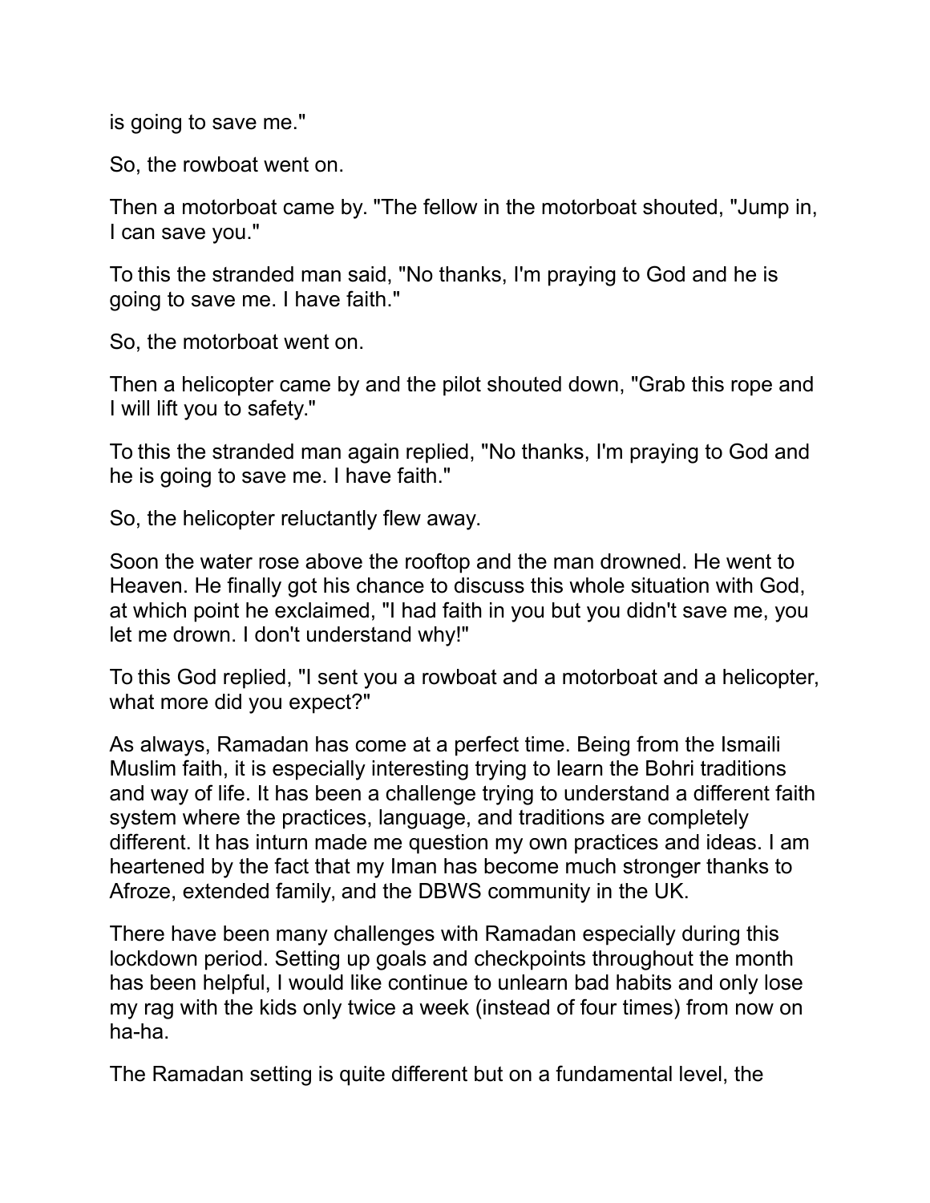is going to save me."

So, the rowboat went on.

Then a motorboat came by. "The fellow in the motorboat shouted, "Jump in, I can save you."

To this the stranded man said, "No thanks, I'm praying to God and he is going to save me. I have faith."

So, the motorboat went on.

Then a helicopter came by and the pilot shouted down, "Grab this rope and I will lift you to safety."

To this the stranded man again replied, "No thanks, I'm praying to God and he is going to save me. I have faith."

So, the helicopter reluctantly flew away.

Soon the water rose above the rooftop and the man drowned. He went to Heaven. He finally got his chance to discuss this whole situation with God, at which point he exclaimed, "I had faith in you but you didn't save me, you let me drown. I don't understand why!"

To this God replied, "I sent you a rowboat and a motorboat and a helicopter, what more did you expect?"

As always, Ramadan has come at a perfect time. Being from the Ismaili Muslim faith, it is especially interesting trying to learn the Bohri traditions and way of life. It has been a challenge trying to understand a different faith system where the practices, language, and traditions are completely different. It has inturn made me question my own practices and ideas. I am heartened by the fact that my Iman has become much stronger thanks to Afroze, extended family, and the DBWS community in the UK.

There have been many challenges with Ramadan especially during this lockdown period. Setting up goals and checkpoints throughout the month has been helpful, I would like continue to unlearn bad habits and only lose my rag with the kids only twice a week (instead of four times) from now on ha-ha.

The Ramadan setting is quite different but on a fundamental level, the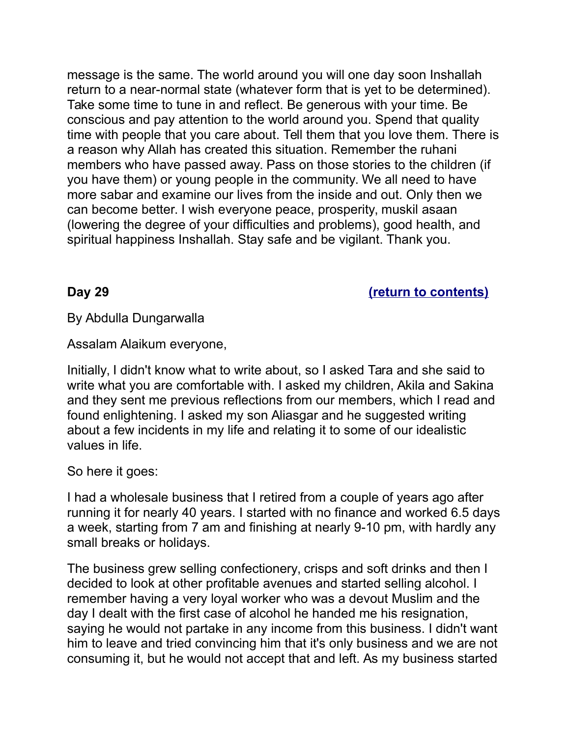message is the same. The world around you will one day soon Inshallah return to a near-normal state (whatever form that is yet to be determined). Take some time to tune in and reflect. Be generous with your time. Be conscious and pay attention to the world around you. Spend that quality time with people that you care about. Tell them that you love them. There is a reason why Allah has created this situation. Remember the ruhani members who have passed away. Pass on those stories to the children (if you have them) or young people in the community. We all need to have more sabar and examine our lives from the inside and out. Only then we can become better. I wish everyone peace, prosperity, muskil asaan (lowering the degree of your difficulties and problems), good health, and spiritual happiness Inshallah. Stay safe and be vigilant. Thank you.

**Day 29** **(return to contents)**

By Abdulla Dungarwalla

Assalam Alaikum everyone,

Initially, I didn't know what to write about, so I asked Tara and she said to write what you are comfortable with. I asked my children, Akila and Sakina and they sent me previous reflections from our members, which I read and found enlightening. I asked my son Aliasgar and he suggested writing about a few incidents in my life and relating it to some of our idealistic values in life.

So here it goes:

I had a wholesale business that I retired from a couple of years ago after running it for nearly 40 years. I started with no finance and worked 6.5 days a week, starting from 7 am and finishing at nearly 9-10 pm, with hardly any small breaks or holidays.

The business grew selling confectionery, crisps and soft drinks and then I decided to look at other profitable avenues and started selling alcohol. I remember having a very loyal worker who was a devout Muslim and the day I dealt with the first case of alcohol he handed me his resignation, saying he would not partake in any income from this business. I didn't want him to leave and tried convincing him that it's only business and we are not consuming it, but he would not accept that and left. As my business started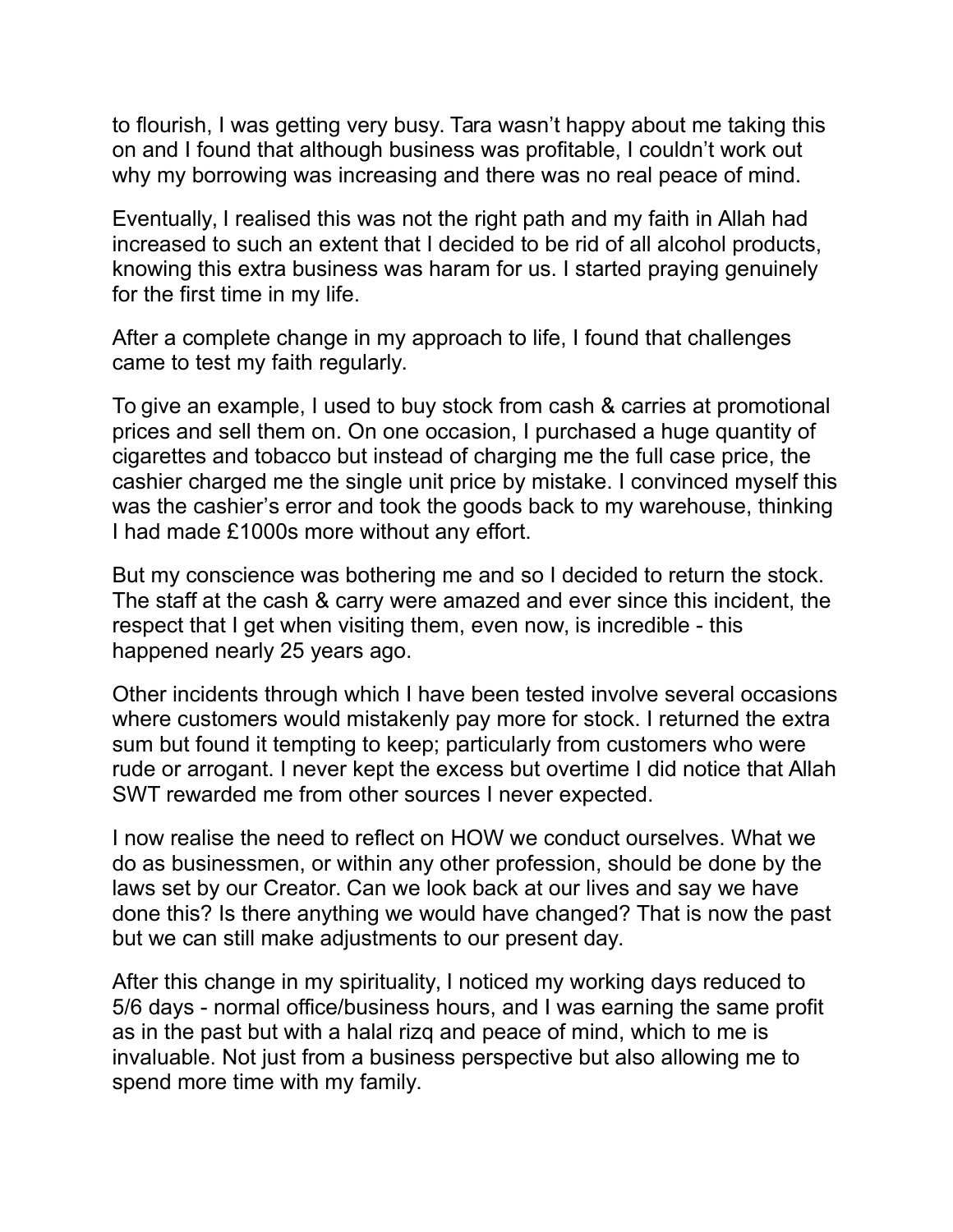to flourish, I was getting very busy. Tara wasn't happy about me taking this on and I found that although business was profitable, I couldn't work out why my borrowing was increasing and there was no real peace of mind.

Eventually, I realised this was not the right path and my faith in Allah had increased to such an extent that I decided to be rid of all alcohol products, knowing this extra business was haram for us. I started praying genuinely for the first time in my life.

After a complete change in my approach to life, I found that challenges came to test my faith regularly.

To give an example, I used to buy stock from cash & carries at promotional prices and sell them on. On one occasion, I purchased a huge quantity of cigarettes and tobacco but instead of charging me the full case price, the cashier charged me the single unit price by mistake. I convinced myself this was the cashier's error and took the goods back to my warehouse, thinking I had made £1000s more without any effort.

But my conscience was bothering me and so I decided to return the stock. The staff at the cash & carry were amazed and ever since this incident, the respect that I get when visiting them, even now, is incredible - this happened nearly 25 years ago.

Other incidents through which I have been tested involve several occasions where customers would mistakenly pay more for stock. I returned the extra sum but found it tempting to keep; particularly from customers who were rude or arrogant. I never kept the excess but overtime I did notice that Allah SWT rewarded me from other sources I never expected.

I now realise the need to reflect on HOW we conduct ourselves. What we do as businessmen, or within any other profession, should be done by the laws set by our Creator. Can we look back at our lives and say we have done this? Is there anything we would have changed? That is now the past but we can still make adjustments to our present day.

After this change in my spirituality, I noticed my working days reduced to 5/6 days - normal office/business hours, and I was earning the same profit as in the past but with a halal rizq and peace of mind, which to me is invaluable. Not just from a business perspective but also allowing me to spend more time with my family.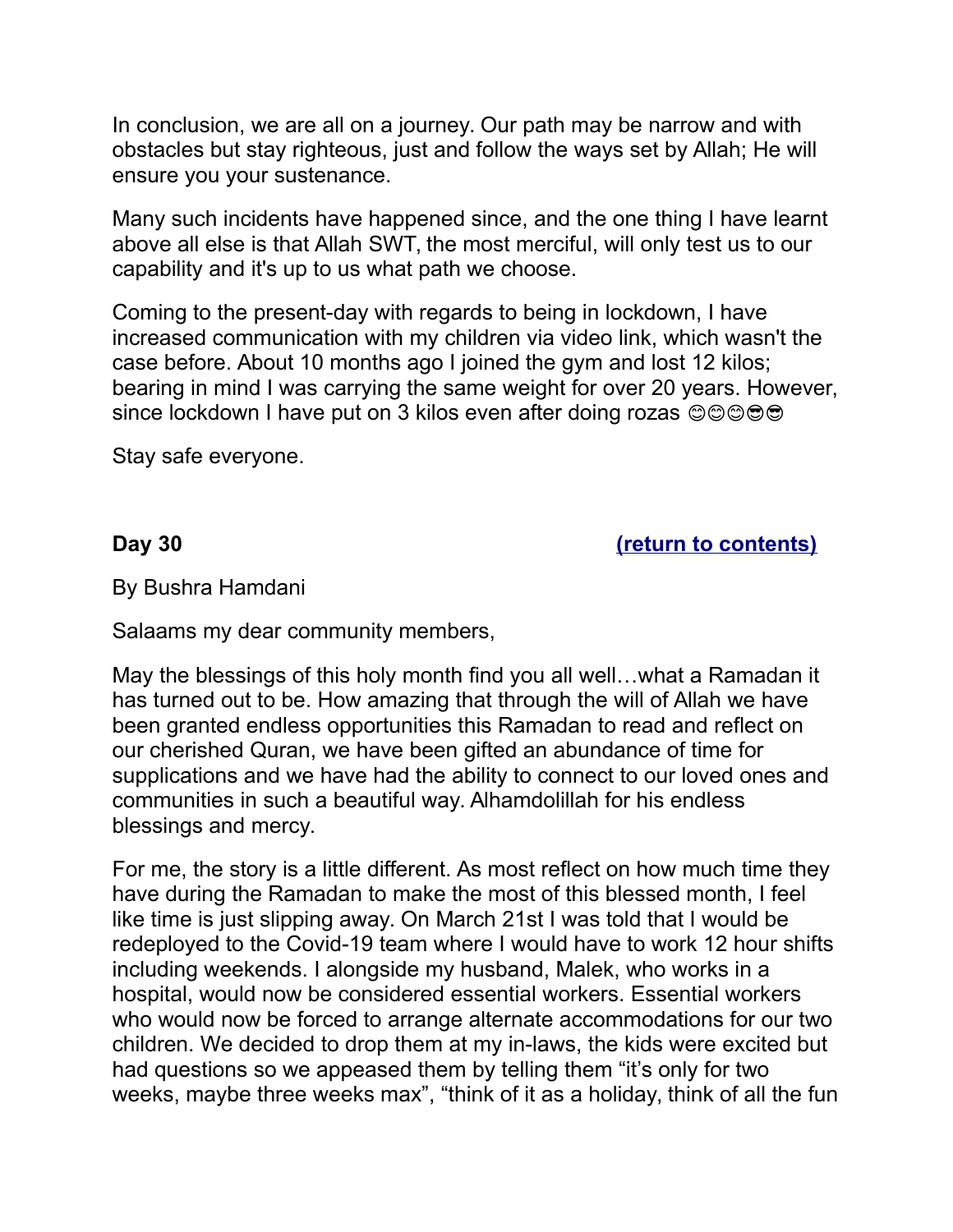In conclusion, we are all on a journey. Our path may be narrow and with obstacles but stay righteous, just and follow the ways set by Allah; He will ensure you your sustenance.

Many such incidents have happened since, and the one thing I have learnt above all else is that Allah SWT, the most merciful, will only test us to our capability and it's up to us what path we choose.

Coming to the present-day with regards to being in lockdown, I have increased communication with my children via video link, which wasn't the case before. About 10 months ago I joined the gym and lost 12 kilos; bearing in mind I was carrying the same weight for over 20 years. However, since lockdown I have put on 3 kilos even after doing rozas 😊😊😊😎😎

Stay safe everyone.

## Day 30 (return to contents)

By Bushra Hamdani

Salaams my dear community members,

May the blessings of this holy month find you all well…what a Ramadan it has turned out to be. How amazing that through the will of Allah we have been granted endless opportunities this Ramadan to read and reflect on our cherished Quran, we have been gifted an abundance of time for supplications and we have had the ability to connect to our loved ones and communities in such a beautiful way. Alhamdolillah for his endless blessings and mercy.

For me, the story is a little different. As most reflect on how much time they have during the Ramadan to make the most of this blessed month, I feel like time is just slipping away. On March 21st I was told that I would be redeployed to the Covid-19 team where I would have to work 12 hour shifts including weekends. I alongside my husband, Malek, who works in a hospital, would now be considered essential workers. Essential workers who would now be forced to arrange alternate accommodations for our two children. We decided to drop them at my in-laws, the kids were excited but had questions so we appeased them by telling them “it’s only for two weeks, maybe three weeks max”, “think of it as a holiday, think of all the fun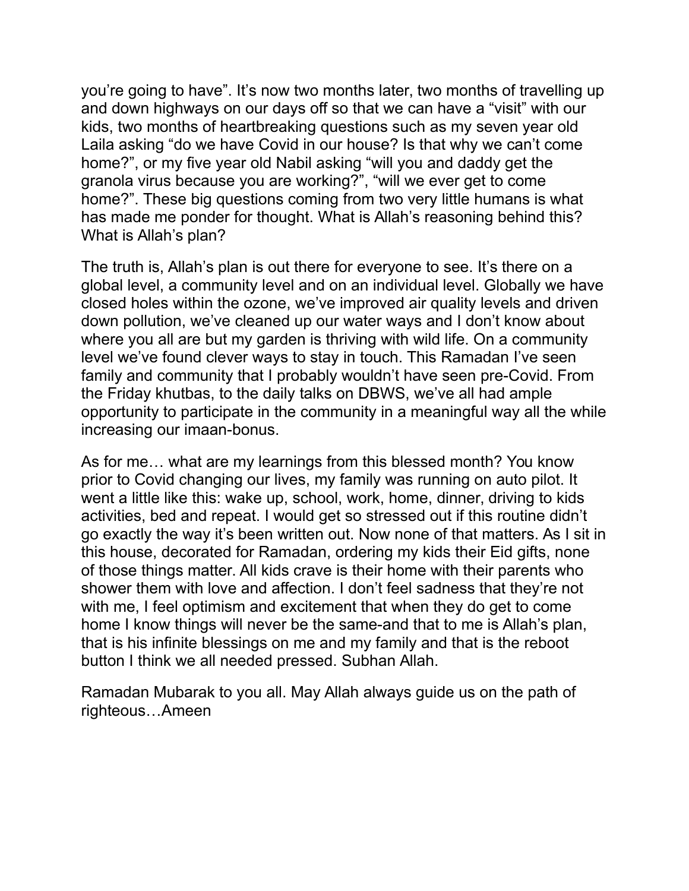you're going to have". It's now two months later, two months of travelling up and down highways on our days off so that we can have a "visit" with our kids, two months of heartbreaking questions such as my seven year old Laila asking "do we have Covid in our house? Is that why we can't come home?", or my five year old Nabil asking "will you and daddy get the granola virus because you are working?", "will we ever get to come home?". These big questions coming from two very little humans is what has made me ponder for thought. What is Allah's reasoning behind this? What is Allah's plan?

The truth is, Allah's plan is out there for everyone to see. It's there on a global level, a community level and on an individual level. Globally we have closed holes within the ozone, we've improved air quality levels and driven down pollution, we've cleaned up our water ways and I don't know about where you all are but my garden is thriving with wild life. On a community level we've found clever ways to stay in touch. This Ramadan I've seen family and community that I probably wouldn't have seen pre-Covid. From the Friday khutbas, to the daily talks on DBWS, we've all had ample opportunity to participate in the community in a meaningful way all the while increasing our imaan-bonus.

As for me… what are my learnings from this blessed month? You know prior to Covid changing our lives, my family was running on auto pilot. It went a little like this: wake up, school, work, home, dinner, driving to kids activities, bed and repeat. I would get so stressed out if this routine didn't go exactly the way it's been written out. Now none of that matters. As I sit in this house, decorated for Ramadan, ordering my kids their Eid gifts, none of those things matter. All kids crave is their home with their parents who shower them with love and affection. I don't feel sadness that they're not with me, I feel optimism and excitement that when they do get to come home I know things will never be the same-and that to me is Allah's plan, that is his infinite blessings on me and my family and that is the reboot button I think we all needed pressed. Subhan Allah.

Ramadan Mubarak to you all. May Allah always guide us on the path of righteous…Ameen